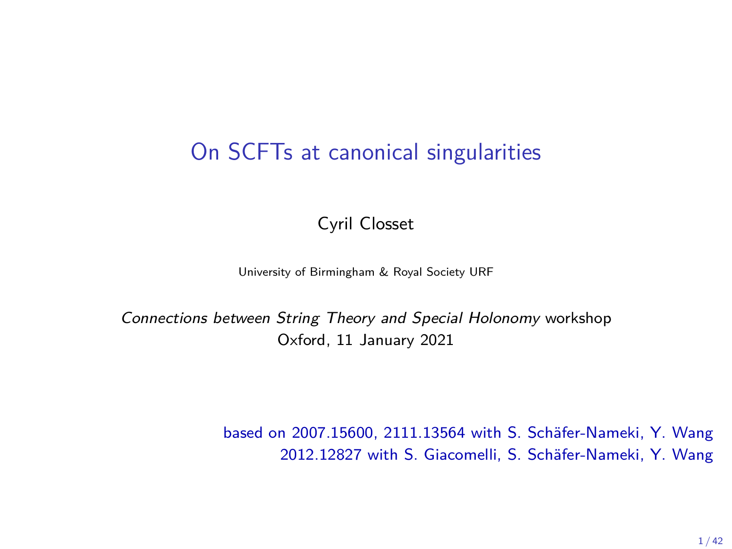# On SCFTs at canonical singularities

Cyril Closset

University of Birmingham & Royal Society URF

*Connections between String Theory and Special Holonomy* workshop
Oxford, 11 January 2021

based on 2007.15600, 2111.13564 with S. Schäfer-Nameki, Y. Wang
2012.12827 with S. Giacomelli, S. Schäfer-Nameki, Y. Wang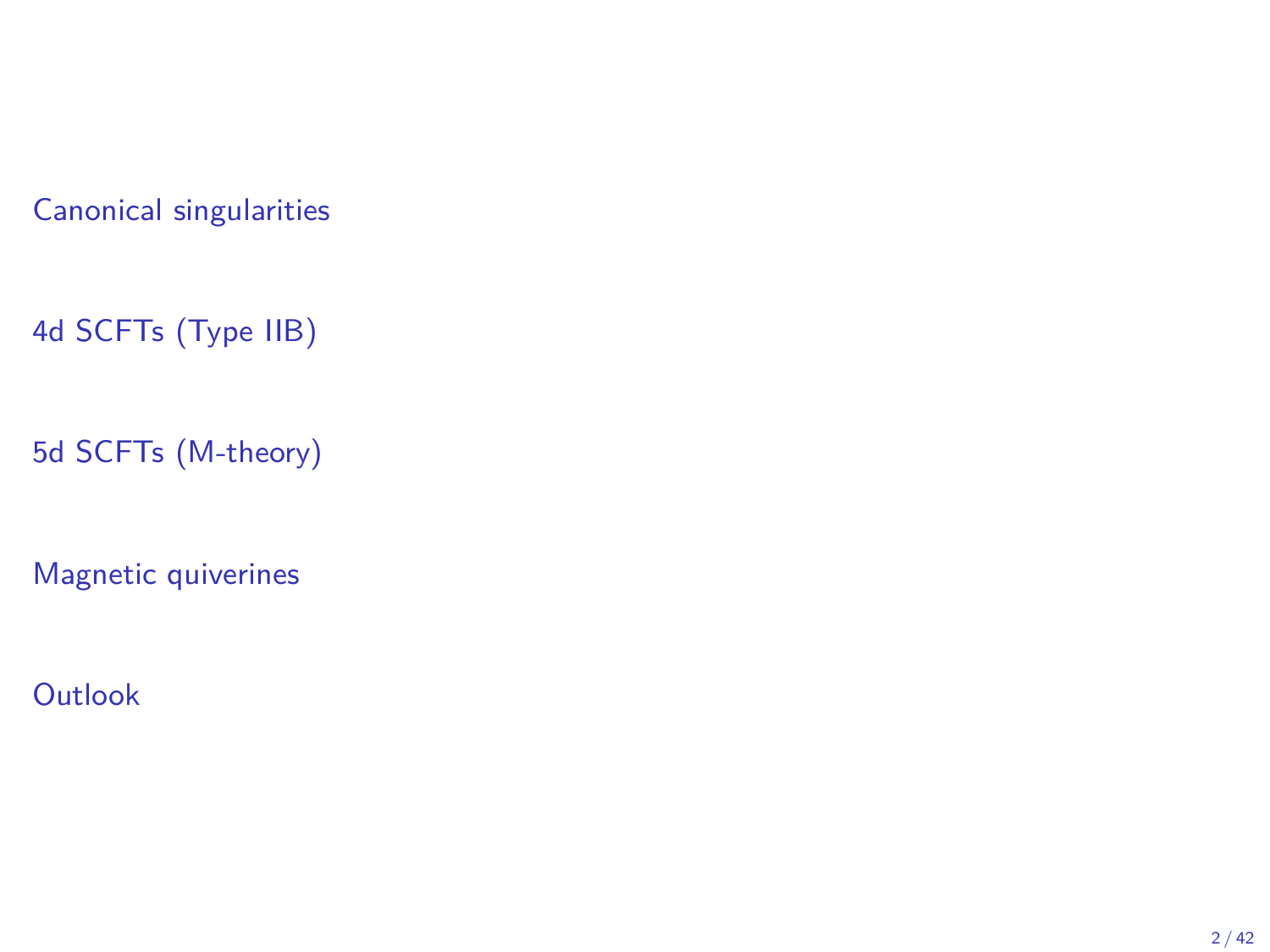Canonical singularities

4d SCFTs (Type IIB)

5d SCFTs (M-theory)

Magnetic quiverines

Outlook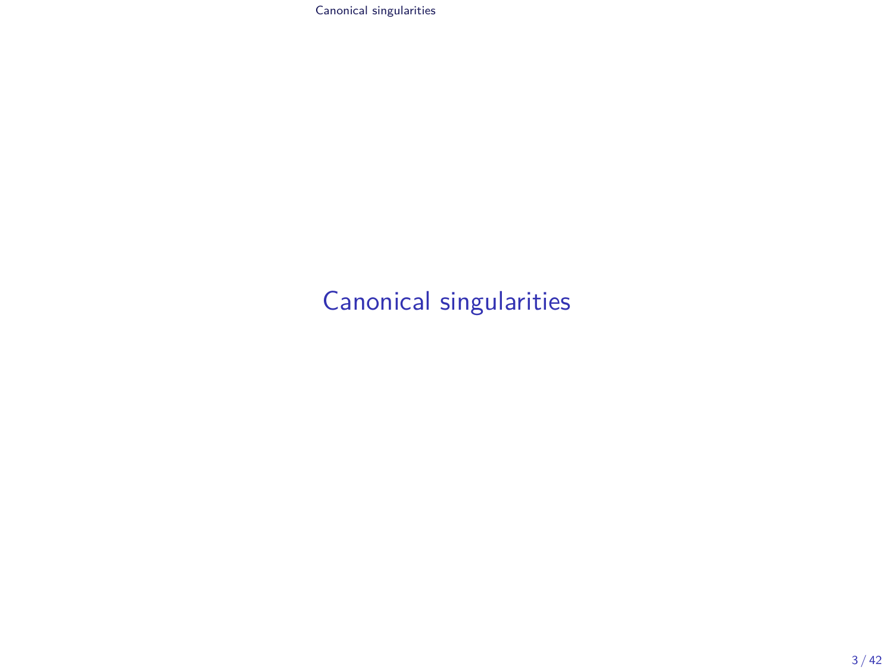# Canonical singularities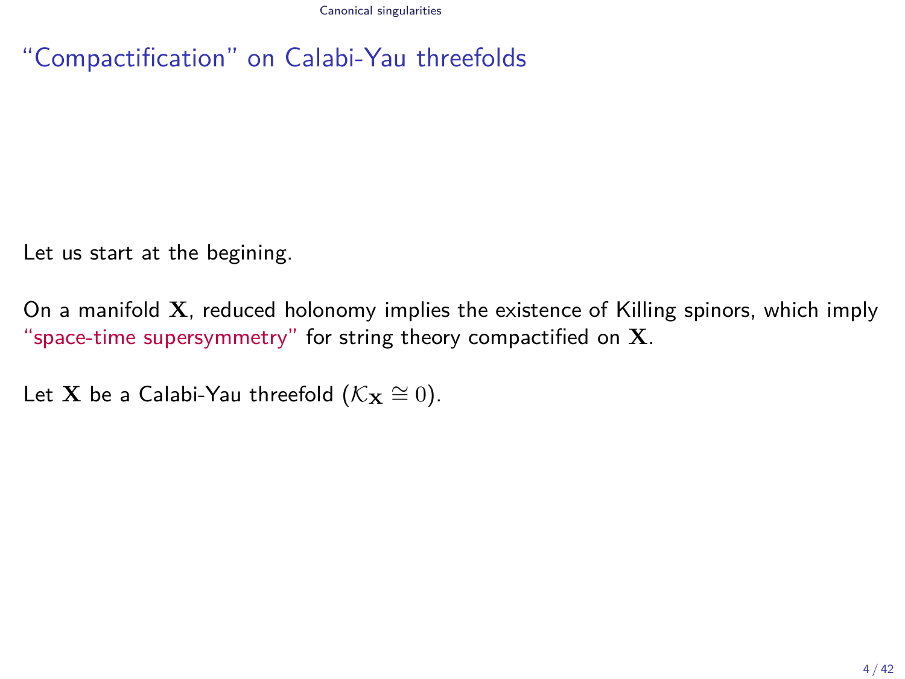# "Compactification" on Calabi-Yau threefolds

Let us start at the begining.

On a manifold $\mathbf{X}$, reduced holonomy implies the existence of Killing spinors, which imply "space-time supersymmetry" for string theory compactified on $\mathbf{X}$.

Let $\mathbf{X}$ be a Calabi-Yau threefold ($\mathcal{K}_{\mathbf{X}} \cong 0$).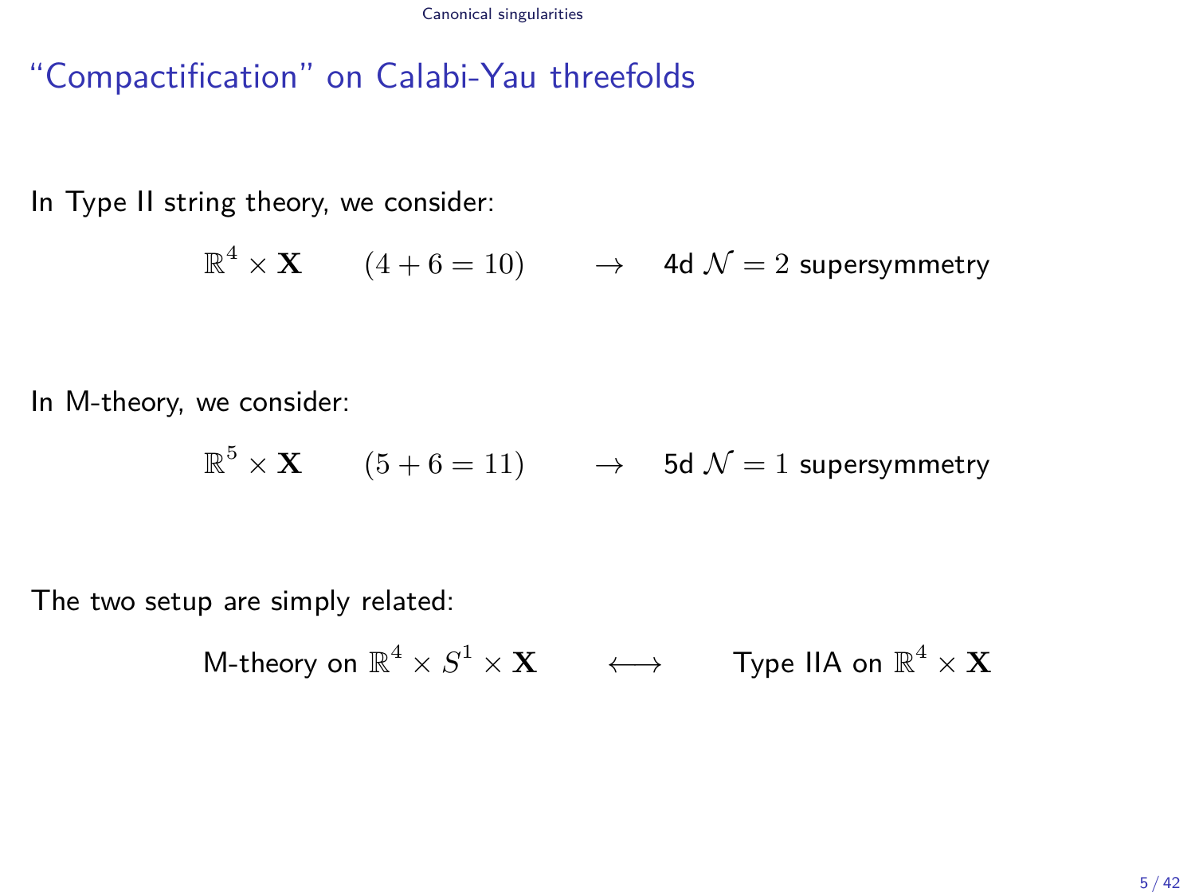# “Compactification” on Calabi-Yau threefolds

In Type II string theory, we consider:

$$\mathbb{R}^4 \times \mathbf{X} \qquad (4+6=10) \qquad \rightarrow \quad \text{4d } \mathcal{N}=2 \text{ supersymmetry}$$

In M-theory, we consider:

$$\mathbb{R}^5 \times \mathbf{X} \qquad (5+6=11) \qquad \rightarrow \quad \text{5d } \mathcal{N}=1 \text{ supersymmetry}$$

The two setup are simply related:

$$\text{M-theory on } \mathbb{R}^4 \times S^1 \times \mathbf{X} \qquad \longleftrightarrow \qquad \text{Type IIA on } \mathbb{R}^4 \times \mathbf{X}$$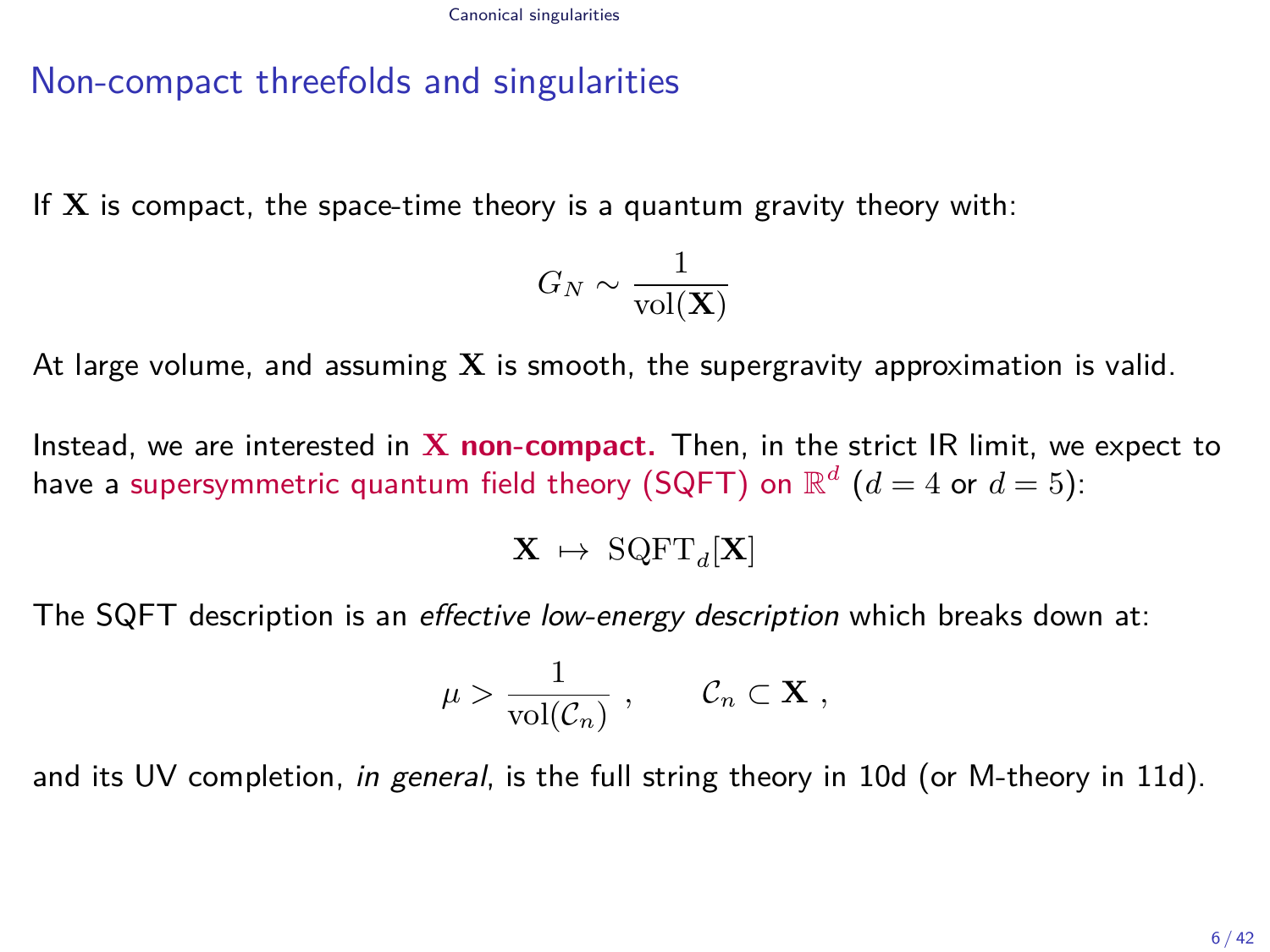## Non-compact threefolds and singularities

If $\mathbf{X}$ is compact, the space-time theory is a quantum gravity theory with:

$$G_N \sim \frac{1}{\mathrm{vol}(\mathbf{X})}$$

At large volume, and assuming $\mathbf{X}$ is smooth, the supergravity approximation is valid.

Instead, we are interested in **$\mathbf{X}$ non-compact.** Then, in the strict IR limit, we expect to have a supersymmetric quantum field theory (SQFT) on $\mathbb{R}^d$ ($d = 4$ or $d = 5$):

$$\mathbf{X} \;\mapsto\; \mathrm{SQFT}_d[\mathbf{X}]$$

The SQFT description is an *effective low-energy description* which breaks down at:

$$\mu > \frac{1}{\mathrm{vol}(\mathcal{C}_n)} \;, \qquad \mathcal{C}_n \subset \mathbf{X} \;,$$

and its UV completion, *in general*, is the full string theory in 10d (or M-theory in 11d).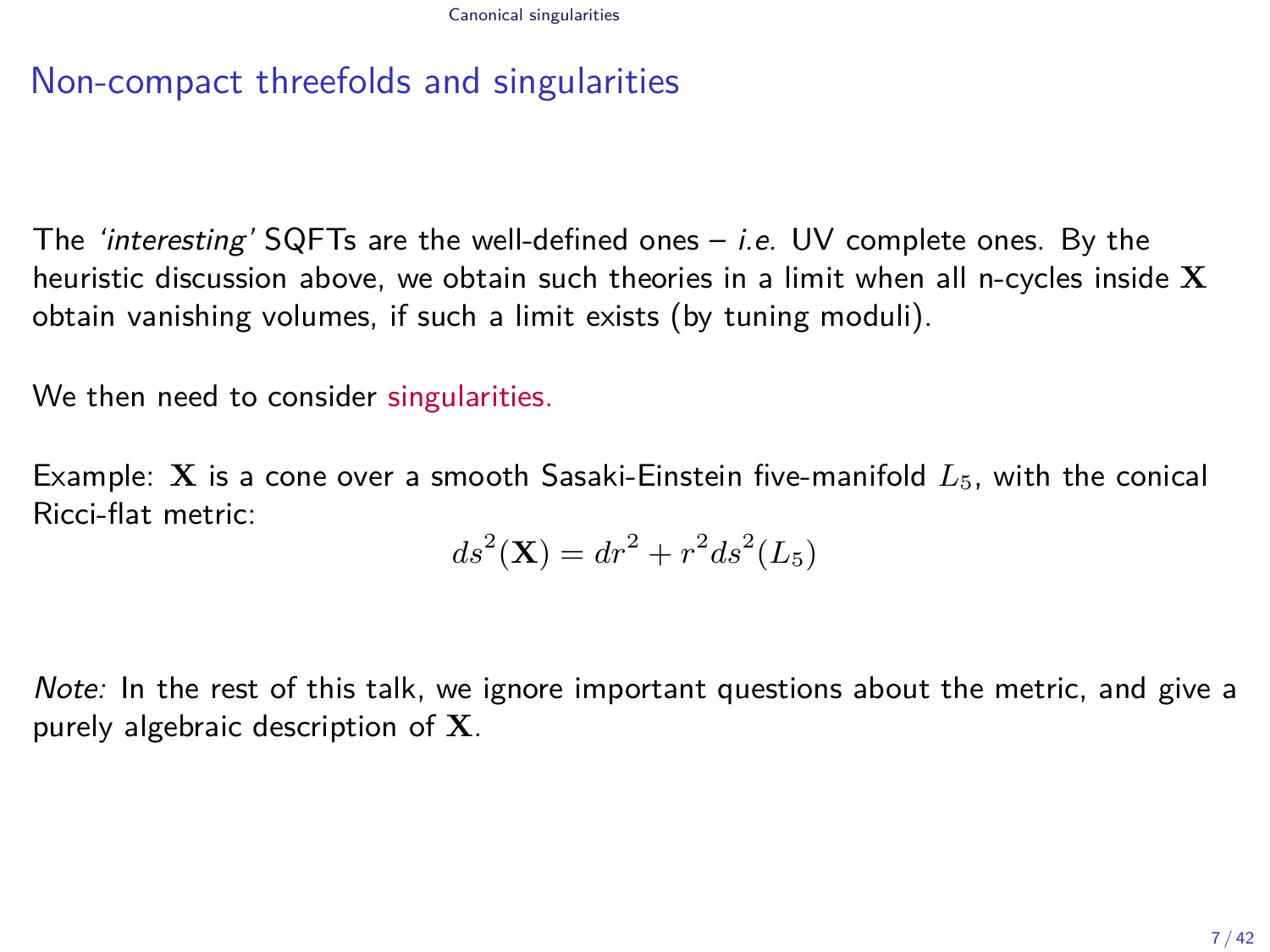# Non-compact threefolds and singularities

The *'interesting'* SQFTs are the well-defined ones – *i.e.* UV complete ones. By the heuristic discussion above, we obtain such theories in a limit when all n-cycles inside $\mathbf{X}$ obtain vanishing volumes, if such a limit exists (by tuning moduli).

We then need to consider singularities.

Example: $\mathbf{X}$ is a cone over a smooth Sasaki-Einstein five-manifold $L_5$, with the conical Ricci-flat metric:

$$ds^2(\mathbf{X}) = dr^2 + r^2 ds^2(L_5)$$

*Note:* In the rest of this talk, we ignore important questions about the metric, and give a purely algebraic description of $\mathbf{X}$.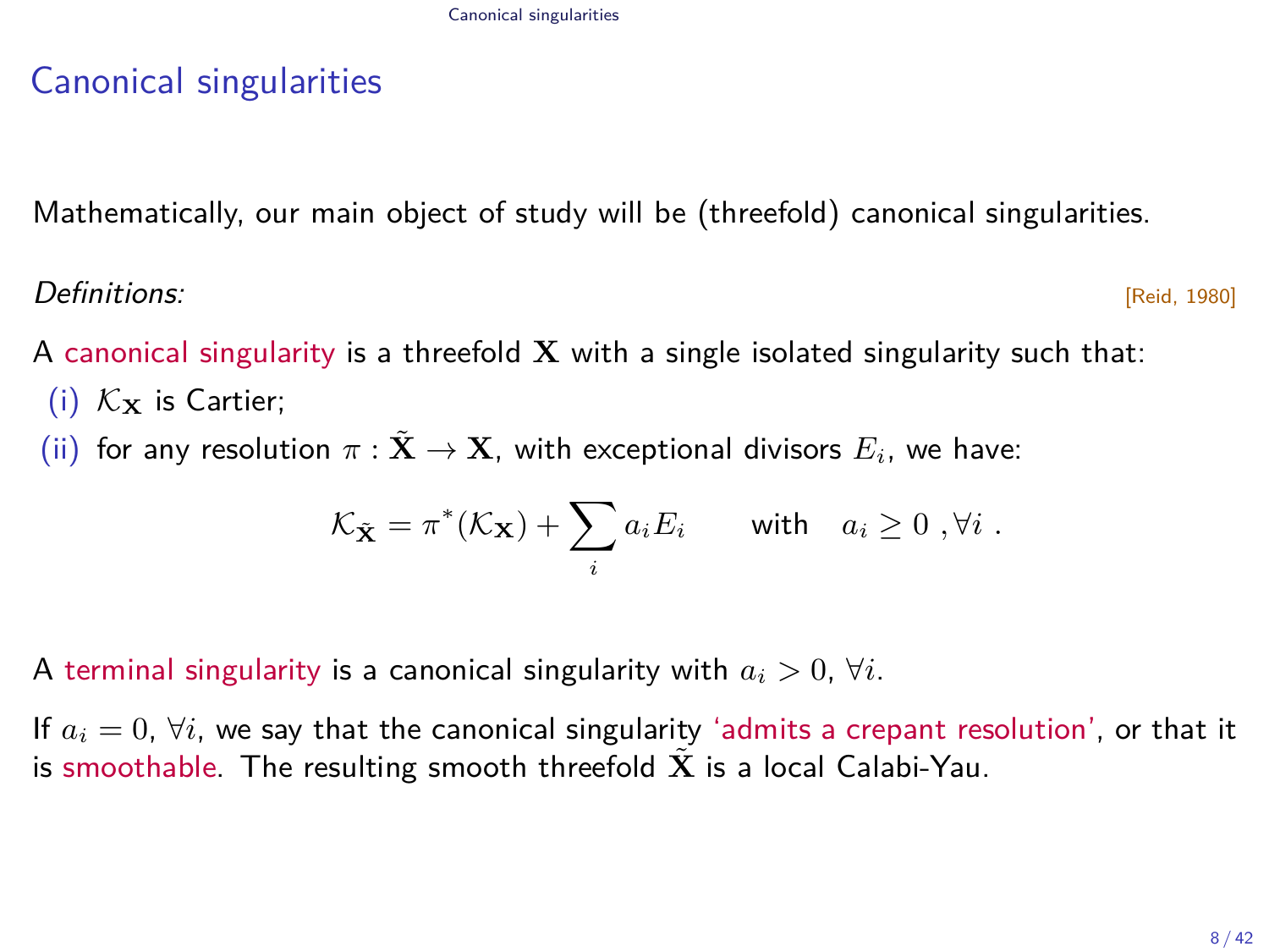# Canonical singularities

Mathematically, our main object of study will be (threefold) canonical singularities.

*Definitions:* [Reid, 1980]

A canonical singularity is a threefold $\mathbf{X}$ with a single isolated singularity such that:

(i) $\mathcal{K}_{\mathbf{X}}$ is Cartier;

(ii) for any resolution $\pi : \tilde{\mathbf{X}} \to \mathbf{X}$, with exceptional divisors $E_i$, we have:

$$\mathcal{K}_{\tilde{\mathbf{X}}} = \pi^*(\mathcal{K}_{\mathbf{X}}) + \sum_i a_i E_i \qquad \text{with} \quad a_i \geq 0 \;, \forall i \;.$$

A terminal singularity is a canonical singularity with $a_i > 0$, $\forall i$.

If $a_i = 0$, $\forall i$, we say that the canonical singularity 'admits a crepant resolution', or that it is smoothable. The resulting smooth threefold $\tilde{\mathbf{X}}$ is a local Calabi-Yau.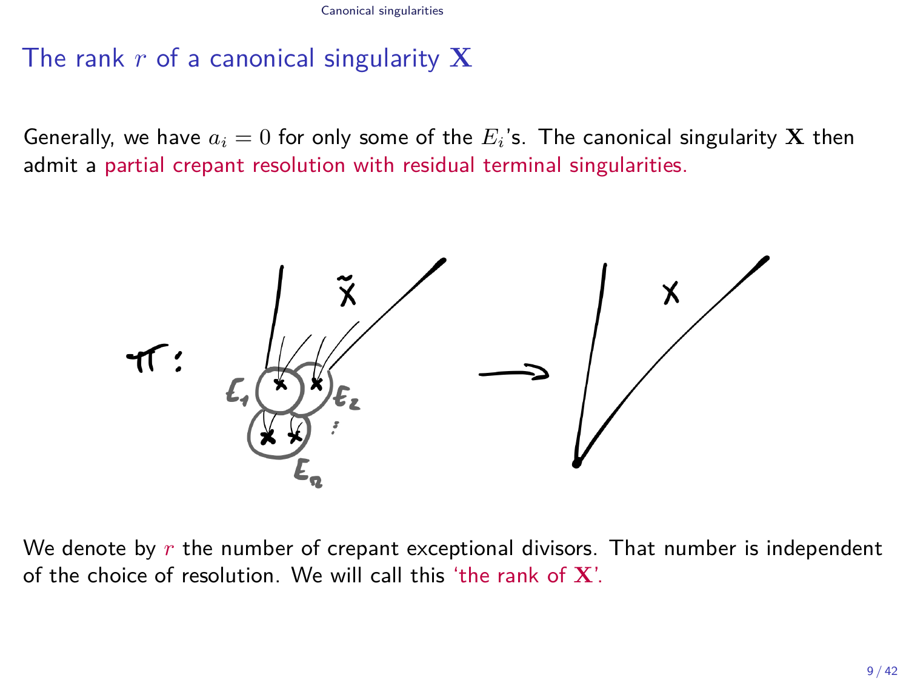# The rank $r$ of a canonical singularity $\mathbf{X}$

Generally, we have $a_i = 0$ for only some of the $E_i$'s. The canonical singularity $\mathbf{X}$ then admit a partial crepant resolution with residual terminal singularities.

We denote by $r$ the number of crepant exceptional divisors. That number is independent of the choice of resolution. We will call this 'the rank of $\mathbf{X}$'.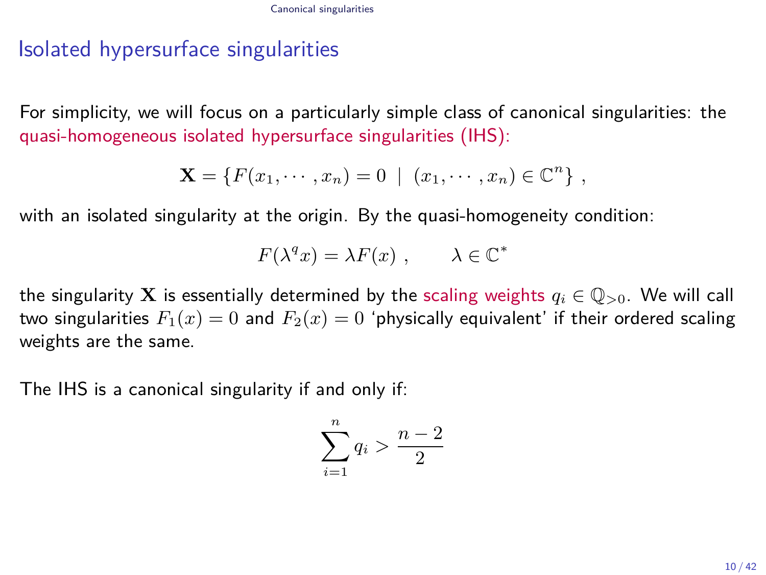## Isolated hypersurface singularities

For simplicity, we will focus on a particularly simple class of canonical singularities: the quasi-homogeneous isolated hypersurface singularities (IHS):

$$\mathbf{X} = \{F(x_1, \cdots, x_n) = 0 \mid (x_1, \cdots, x_n) \in \mathbb{C}^n\} ,$$

with an isolated singularity at the origin. By the quasi-homogeneity condition:

$$F(\lambda^q x) = \lambda F(x) , \qquad \lambda \in \mathbb{C}^*$$

the singularity $\mathbf{X}$ is essentially determined by the scaling weights $q_i \in \mathbb{Q}_{>0}$. We will call two singularities $F_1(x) = 0$ and $F_2(x) = 0$ 'physically equivalent' if their ordered scaling weights are the same.

The IHS is a canonical singularity if and only if:

$$\sum_{i=1}^{n} q_i > \frac{n-2}{2}$$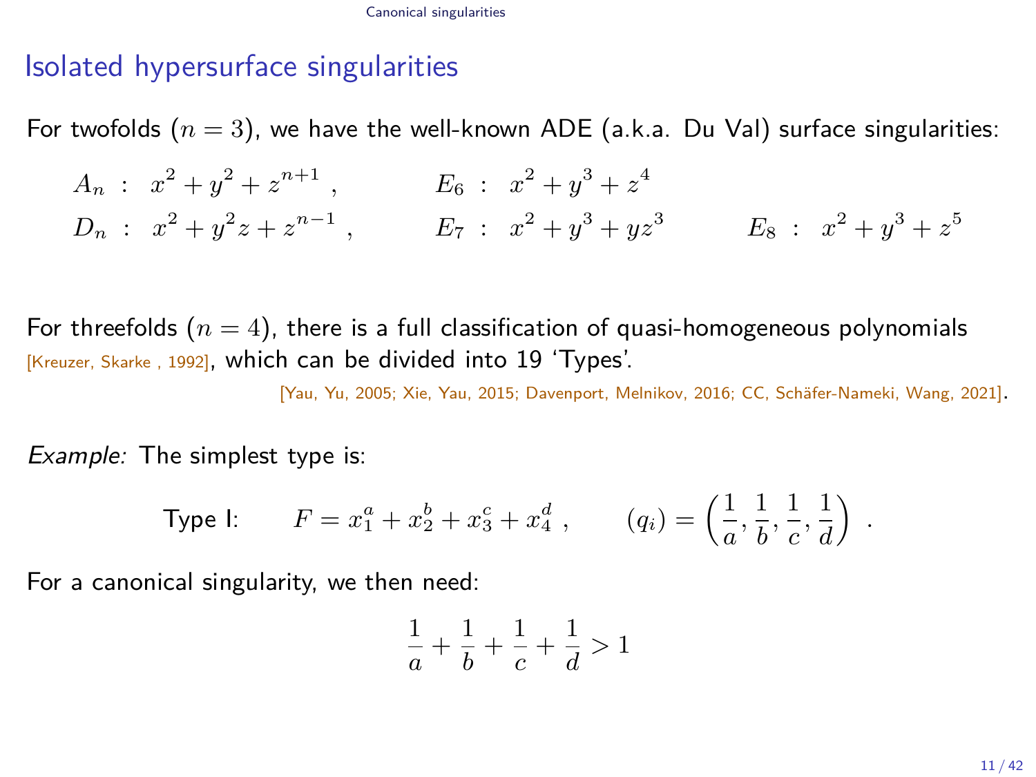# Isolated hypersurface singularities

For twofolds ($n = 3$), we have the well-known ADE (a.k.a. Du Val) surface singularities:

$$A_n \; : \; x^2 + y^2 + z^{n+1} \; , \qquad E_6 \; : \; x^2 + y^3 + z^4$$

$$D_n \; : \; x^2 + y^2 z + z^{n-1} \; , \qquad E_7 \; : \; x^2 + y^3 + yz^3 \qquad E_8 \; : \; x^2 + y^3 + z^5$$

For threefolds ($n = 4$), there is a full classification of quasi-homogeneous polynomials [Kreuzer, Skarke , 1992], which can be divided into 19 'Types'.

[Yau, Yu, 2005; Xie, Yau, 2015; Davenport, Melnikov, 2016; CC, Schäfer-Nameki, Wang, 2021].

*Example:* The simplest type is:

$$\text{Type I:} \qquad F = x_1^a + x_2^b + x_3^c + x_4^d \; , \qquad (q_i) = \left(\frac{1}{a}, \frac{1}{b}, \frac{1}{c}, \frac{1}{d}\right) \; .$$

For a canonical singularity, we then need:

$$\frac{1}{a} + \frac{1}{b} + \frac{1}{c} + \frac{1}{d} > 1$$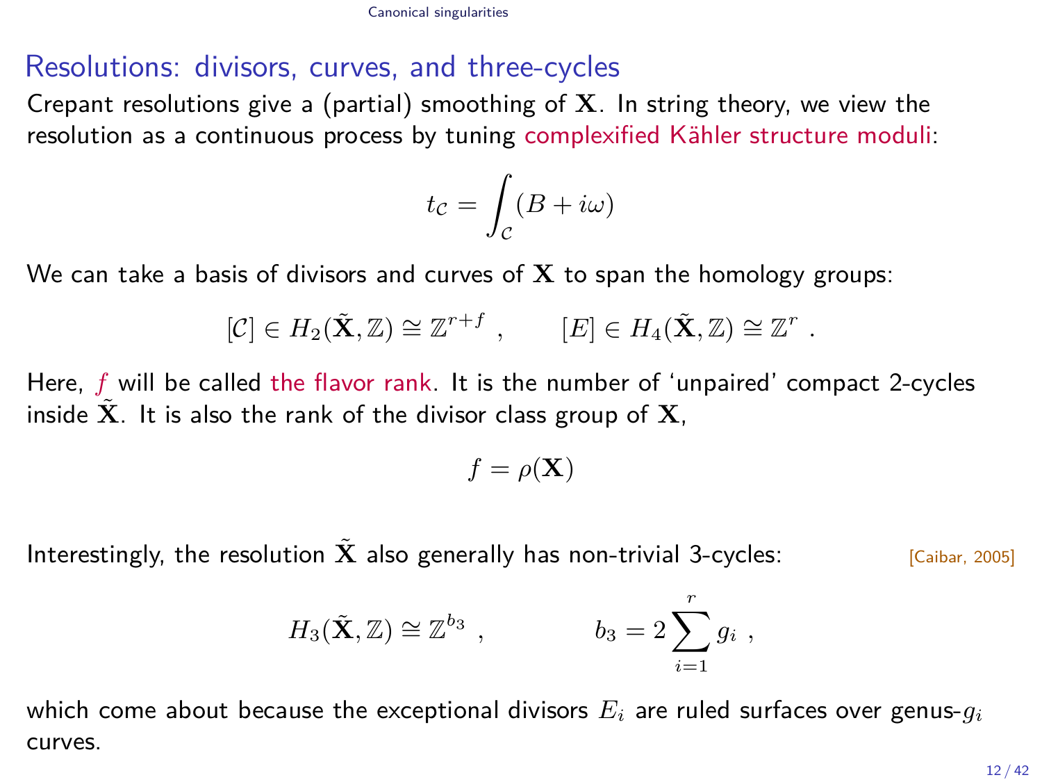## Resolutions: divisors, curves, and three-cycles

Crepant resolutions give a (partial) smoothing of $\mathbf{X}$. In string theory, we view the resolution as a continuous process by tuning complexified Kähler structure moduli:

$$t_{\mathcal{C}} = \int_{\mathcal{C}} (B + i\omega)$$

We can take a basis of divisors and curves of $\mathbf{X}$ to span the homology groups:

$$[\mathcal{C}] \in H_2(\tilde{\mathbf{X}}, \mathbb{Z}) \cong \mathbb{Z}^{r+f} \ , \qquad [E] \in H_4(\tilde{\mathbf{X}}, \mathbb{Z}) \cong \mathbb{Z}^{r} \ .$$

Here, $f$ will be called the flavor rank. It is the number of 'unpaired' compact 2-cycles inside $\tilde{\mathbf{X}}$. It is also the rank of the divisor class group of $\mathbf{X}$,

$$f = \rho(\mathbf{X})$$

Interestingly, the resolution $\tilde{\mathbf{X}}$ also generally has non-trivial 3-cycles: [Caibar, 2005]

$$H_3(\tilde{\mathbf{X}}, \mathbb{Z}) \cong \mathbb{Z}^{b_3} \ , \qquad\qquad b_3 = 2\sum_{i=1}^{r} g_i \ ,$$

which come about because the exceptional divisors $E_i$ are ruled surfaces over genus-$g_i$ curves.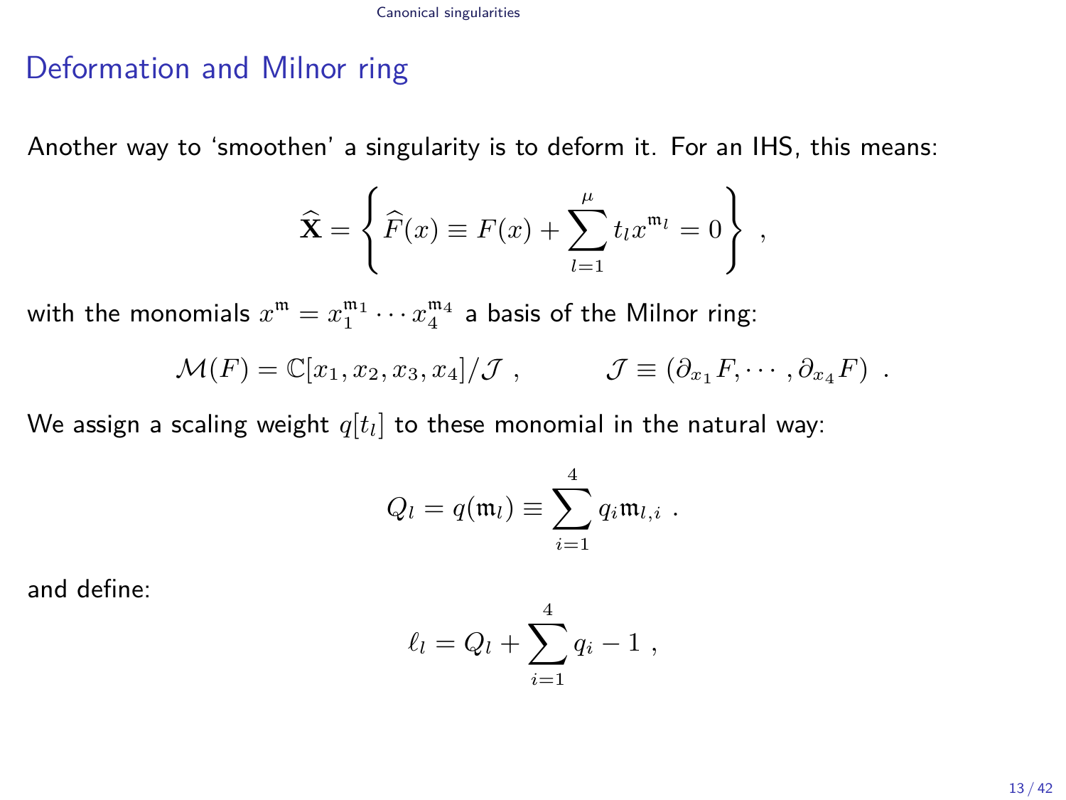## Deformation and Milnor ring

Another way to 'smoothen' a singularity is to deform it. For an IHS, this means:

$$
\widehat{\mathbf{X}} = \left\{ \widehat{F}(x) \equiv F(x) + \sum_{l=1}^{\mu} t_l x^{\mathfrak{m}_l} = 0 \right\} \ ,
$$

with the monomials $x^{\mathfrak{m}} = x_1^{\mathfrak{m}_1} \cdots x_4^{\mathfrak{m}_4}$ a basis of the Milnor ring:

$$
\mathcal{M}(F) = \mathbb{C}[x_1, x_2, x_3, x_4]/\mathcal{J} \ , \qquad\qquad \mathcal{J} \equiv (\partial_{x_1} F, \cdots, \partial_{x_4} F) \ .
$$

We assign a scaling weight $q[t_l]$ to these monomial in the natural way:

$$
Q_l = q(\mathfrak{m}_l) \equiv \sum_{i=1}^{4} q_i \mathfrak{m}_{l,i} \ .
$$

and define:

$$
\ell_l = Q_l + \sum_{i=1}^{4} q_i - 1 \ ,
$$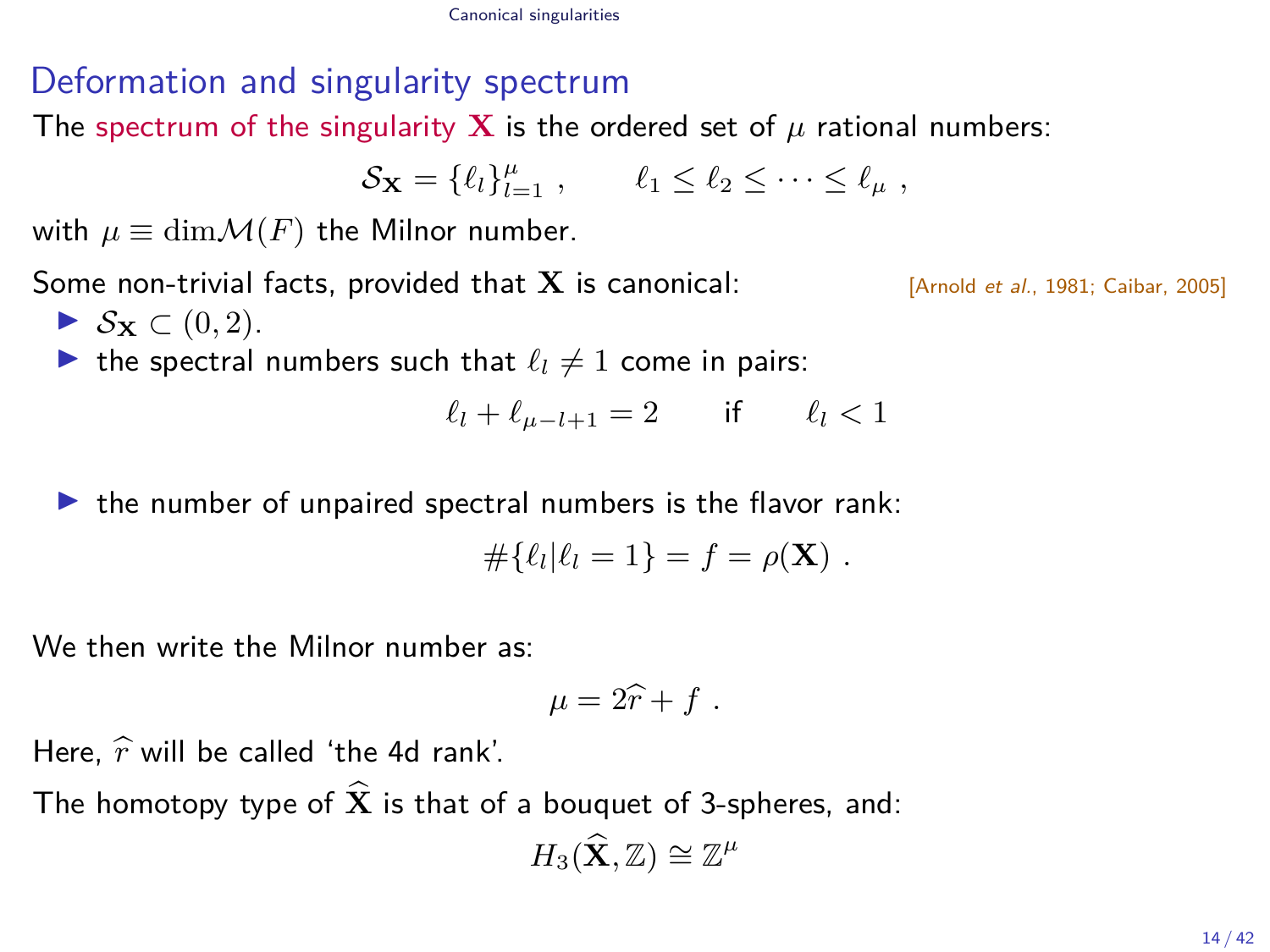## Deformation and singularity spectrum

The spectrum of the singularity $\mathbf{X}$ is the ordered set of $\mu$ rational numbers:

$$\mathcal{S}_{\mathbf{X}} = \{\ell_l\}_{l=1}^{\mu} \ , \qquad \ell_1 \leq \ell_2 \leq \cdots \leq \ell_\mu \ ,$$

with $\mu \equiv \dim \mathcal{M}(F)$ the Milnor number.

Some non-trivial facts, provided that $\mathbf{X}$ is canonical: [Arnold *et al.*, 1981; Caibar, 2005]

- $\mathcal{S}_{\mathbf{X}} \subset (0, 2)$.
- the spectral numbers such that $\ell_l \neq 1$ come in pairs:

$$\ell_l + \ell_{\mu - l + 1} = 2 \qquad \text{if} \qquad \ell_l < 1$$

- the number of unpaired spectral numbers is the flavor rank:

$$\#\{\ell_l | \ell_l = 1\} = f = \rho(\mathbf{X}) \ .$$

We then write the Milnor number as:

$$\mu = 2\widehat{r} + f \ .$$

Here, $\widehat{r}$ will be called 'the 4d rank'.

The homotopy type of $\widehat{\mathbf{X}}$ is that of a bouquet of 3-spheres, and:

$$H_3(\widehat{\mathbf{X}}, \mathbb{Z}) \cong \mathbb{Z}^{\mu}$$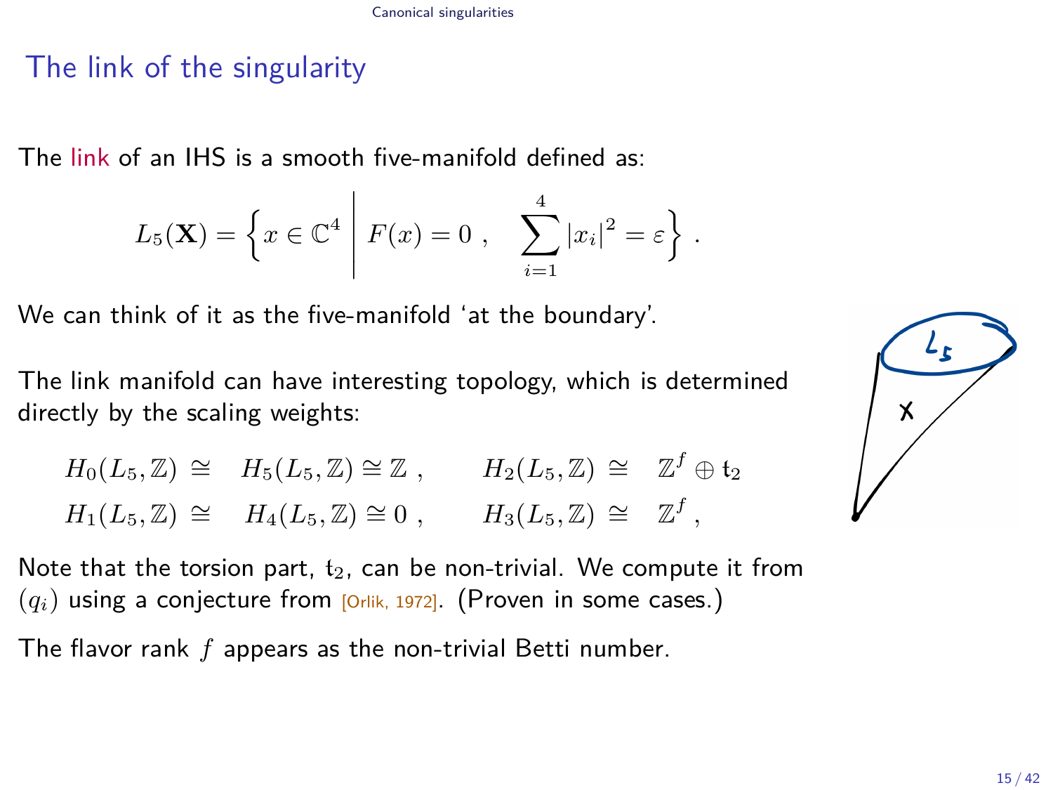## The link of the singularity

The link of an IHS is a smooth five-manifold defined as:

$$L_5(\mathbf{X}) = \left\{ x \in \mathbb{C}^4 \;\middle|\; F(x) = 0 \;, \quad \sum_{i=1}^{4} |x_i|^2 = \varepsilon \right\} .$$

We can think of it as the five-manifold 'at the boundary'.

The link manifold can have interesting topology, which is determined directly by the scaling weights:

$$\begin{aligned}
H_0(L_5, \mathbb{Z}) \cong \quad & H_5(L_5, \mathbb{Z}) \cong \mathbb{Z} \;, \qquad & H_2(L_5, \mathbb{Z}) \cong \quad & \mathbb{Z}^f \oplus \mathfrak{t}_2 \\
H_1(L_5, \mathbb{Z}) \cong \quad & H_4(L_5, \mathbb{Z}) \cong 0 \;, \qquad & H_3(L_5, \mathbb{Z}) \cong \quad & \mathbb{Z}^f \;,
\end{aligned}$$

Note that the torsion part, $\mathfrak{t}_2$, can be non-trivial. We compute it from $(q_i)$ using a conjecture from [Orlik, 1972]. (Proven in some cases.)

The flavor rank $f$ appears as the non-trivial Betti number.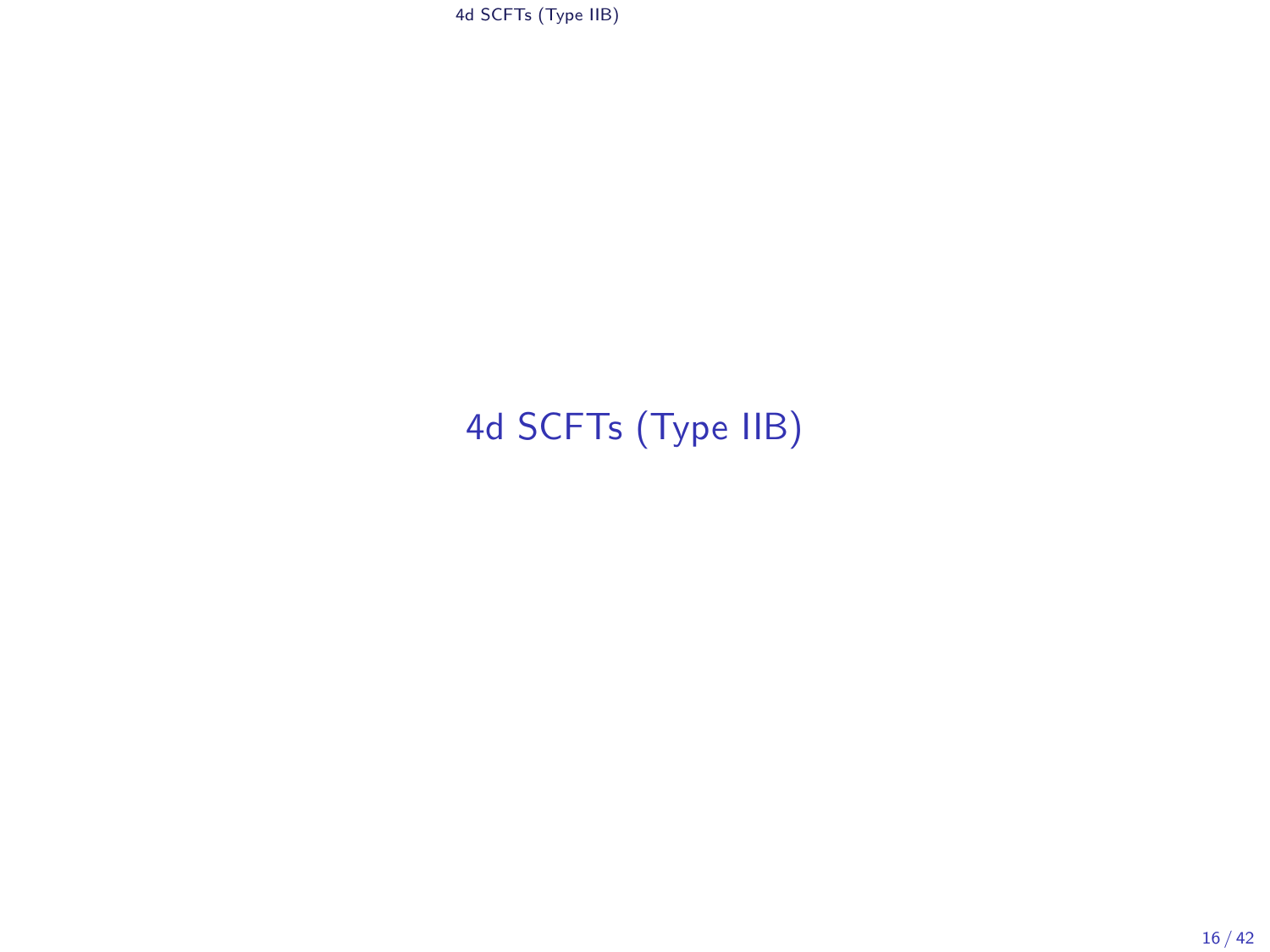# 4d SCFTs (Type IIB)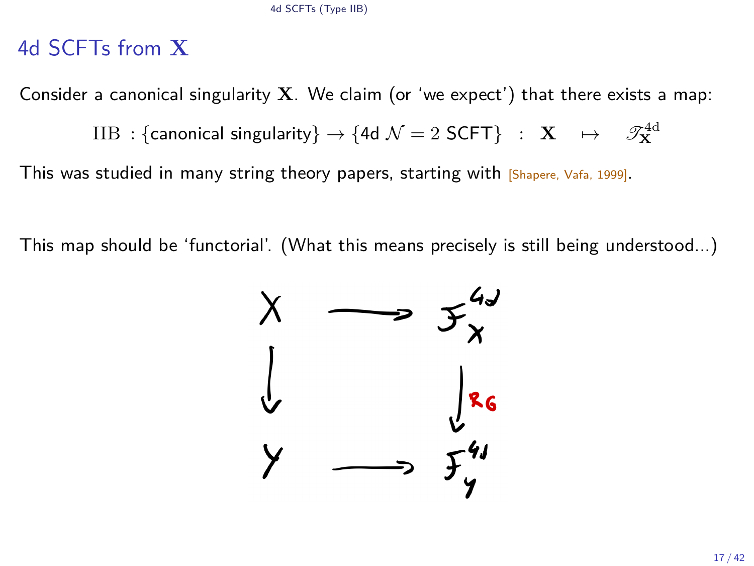## 4d SCFTs from $\mathbf{X}$

Consider a canonical singularity $\mathbf{X}$. We claim (or 'we expect') that there exists a map:

$$\mathrm{IIB} : \{\text{canonical singularity}\} \to \{\text{4d } \mathcal{N} = 2 \text{ SCFT}\} \quad : \quad \mathbf{X} \quad \mapsto \quad \mathscr{T}_{\mathbf{X}}^{\mathrm{4d}}$$

This was studied in many string theory papers, starting with [Shapere, Vafa, 1999].

This map should be 'functorial'. (What this means precisely is still being understood...)

$$\begin{array}{ccc} X & \longrightarrow & \mathcal{F}_X^{4d} \\ \downarrow & & \downarrow \text{RG} \\ Y & \longrightarrow & \mathcal{F}_Y^{4d} \end{array}$$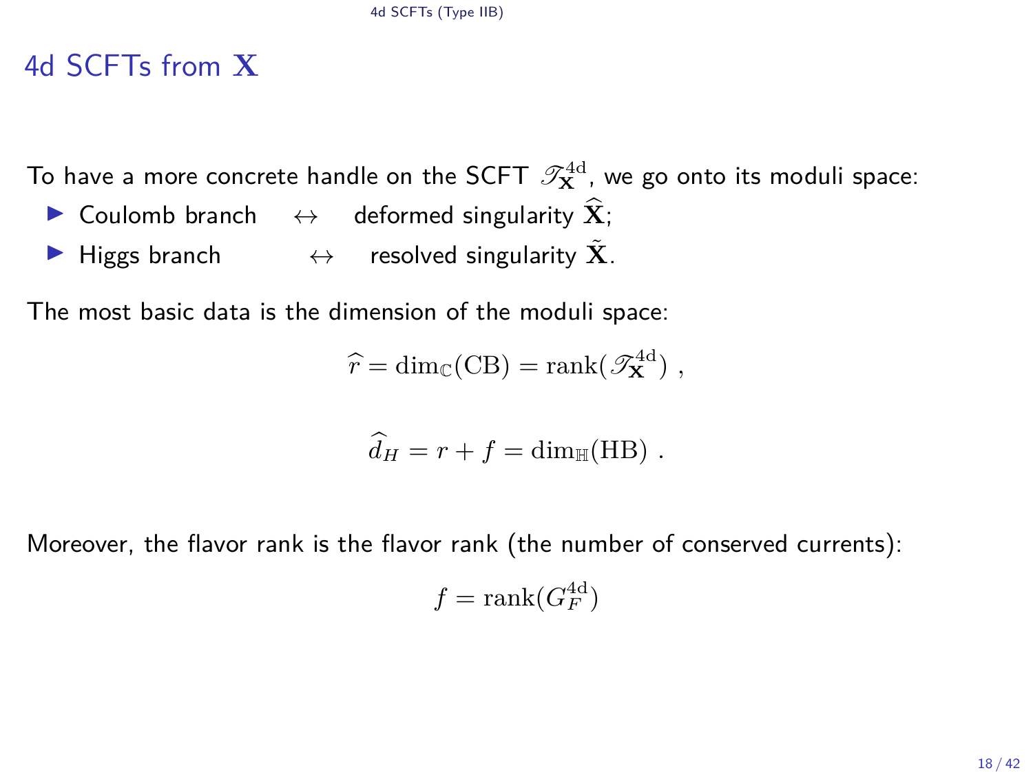# 4d SCFTs from $\mathbf{X}$

To have a more concrete handle on the SCFT $\mathscr{T}_{\mathbf{X}}^{\rm 4d}$, we go onto its moduli space:

- Coulomb branch $\leftrightarrow$ deformed singularity $\widehat{\mathbf{X}}$;
- Higgs branch $\leftrightarrow$ resolved singularity $\tilde{\mathbf{X}}$.

The most basic data is the dimension of the moduli space:

$$\widehat{r} = \dim_{\mathbb{C}}(\mathrm{CB}) = \mathrm{rank}(\mathscr{T}_{\mathbf{X}}^{\rm 4d}) \ ,$$

$$\widehat{d}_H = r + f = \dim_{\mathbb{H}}(\mathrm{HB}) \ .$$

Moreover, the flavor rank is the flavor rank (the number of conserved currents):

$$f = \mathrm{rank}(G_F^{\rm 4d})$$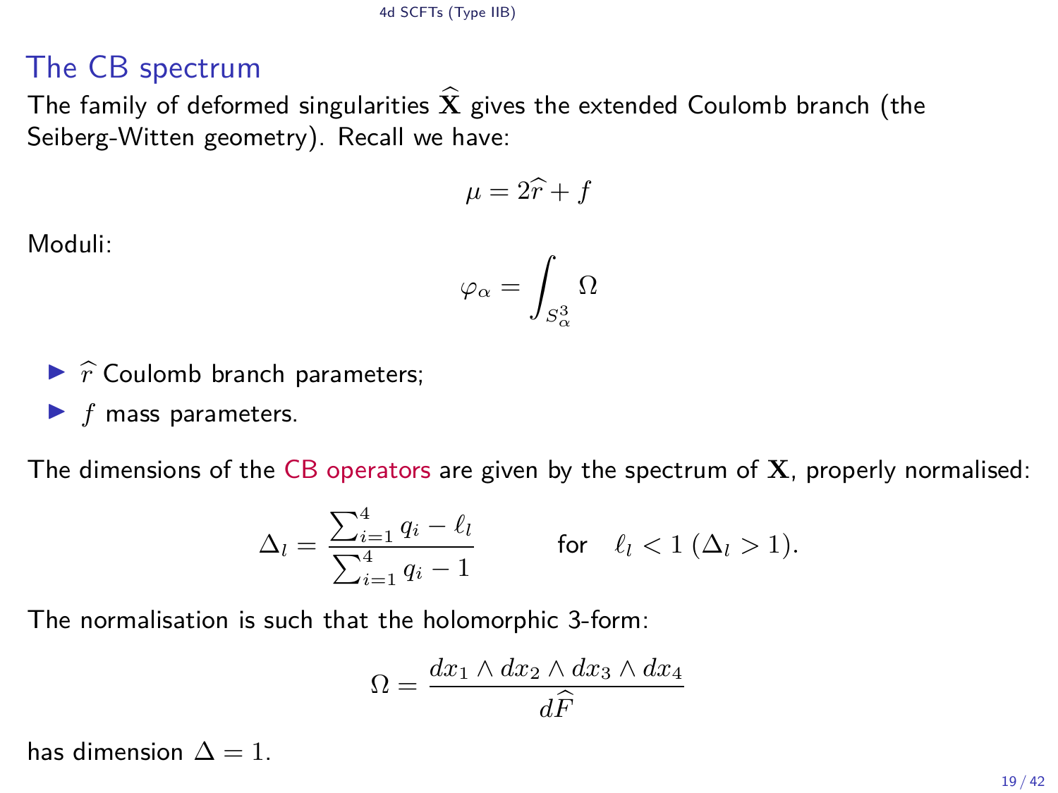## The CB spectrum

The family of deformed singularities $\widehat{\mathbf{X}}$ gives the extended Coulomb branch (the Seiberg-Witten geometry). Recall we have:

$$\mu = 2\widehat{r} + f$$

Moduli:

$$\varphi_\alpha = \int_{S^3_\alpha} \Omega$$

- $\widehat{r}$ Coulomb branch parameters;
- $f$ mass parameters.

The dimensions of the CB operators are given by the spectrum of $\mathbf{X}$, properly normalised:

$$\Delta_l = \frac{\sum_{i=1}^4 q_i - \ell_l}{\sum_{i=1}^4 q_i - 1} \qquad \text{for} \quad \ell_l < 1 \; (\Delta_l > 1).$$

The normalisation is such that the holomorphic 3-form:

$$\Omega = \frac{dx_1 \wedge dx_2 \wedge dx_3 \wedge dx_4}{d\widehat{F}}$$

has dimension $\Delta = 1$.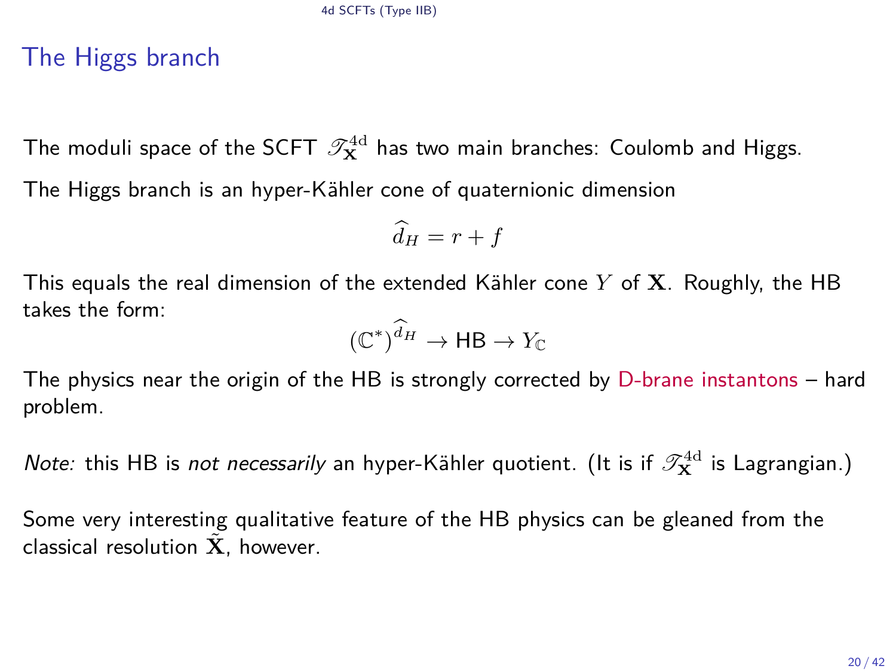# The Higgs branch

The moduli space of the SCFT $\mathscr{T}_{\mathbf{X}}^{\rm 4d}$ has two main branches: Coulomb and Higgs.

The Higgs branch is an hyper-Kähler cone of quaternionic dimension

$$\widehat{d}_H = r + f$$

This equals the real dimension of the extended Kähler cone $Y$ of $\mathbf{X}$. Roughly, the HB takes the form:

$$(\mathbb{C}^*)^{\widehat{d}_H} \to \mathsf{HB} \to Y_{\mathbb{C}}$$

The physics near the origin of the HB is strongly corrected by D-brane instantons – hard problem.

*Note:* this HB is *not necessarily* an hyper-Kähler quotient. (It is if $\mathscr{T}_{\mathbf{X}}^{\rm 4d}$ is Lagrangian.)

Some very interesting qualitative feature of the HB physics can be gleaned from the classical resolution $\tilde{\mathbf{X}}$, however.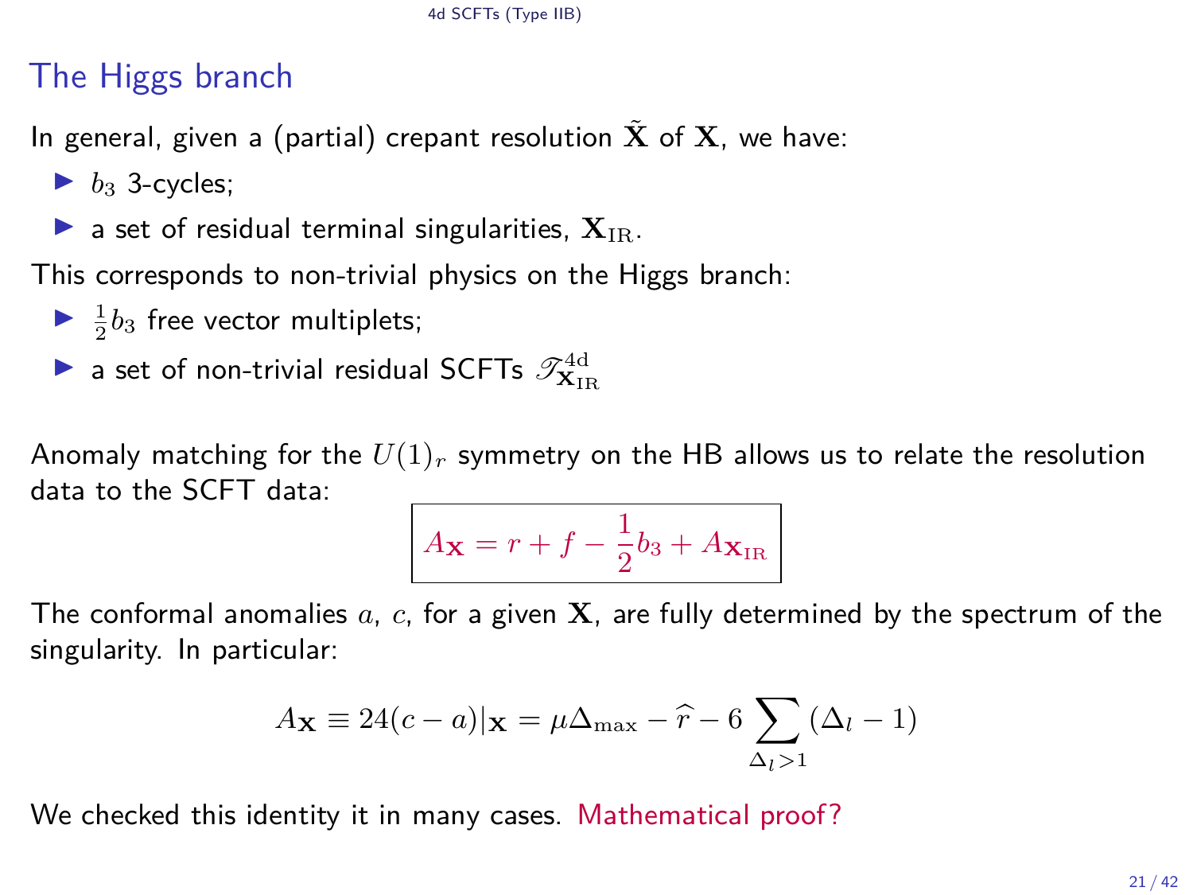## The Higgs branch

In general, given a (partial) crepant resolution $\tilde{\mathbf{X}}$ of $\mathbf{X}$, we have:

- $b_3$ 3-cycles;
- a set of residual terminal singularities, $\mathbf{X}_{\rm IR}$.

This corresponds to non-trivial physics on the Higgs branch:

- $\frac{1}{2}b_3$ free vector multiplets;
- a set of non-trivial residual SCFTs $\mathscr{T}^{\rm 4d}_{\mathbf{X}_{\rm IR}}$

Anomaly matching for the $U(1)_r$ symmetry on the HB allows us to relate the resolution data to the SCFT data:

$$\boxed{A_{\mathbf{X}} = r + f - \frac{1}{2}b_3 + A_{\mathbf{X}_{\rm IR}}}$$

The conformal anomalies $a$, $c$, for a given $\mathbf{X}$, are fully determined by the spectrum of the singularity. In particular:

$$A_{\mathbf{X}} \equiv 24(c-a)|_{\mathbf{X}} = \mu\Delta_{\max} - \widehat{r} - 6\sum_{\Delta_l > 1}(\Delta_l - 1)$$

We checked this identity it in many cases. Mathematical proof?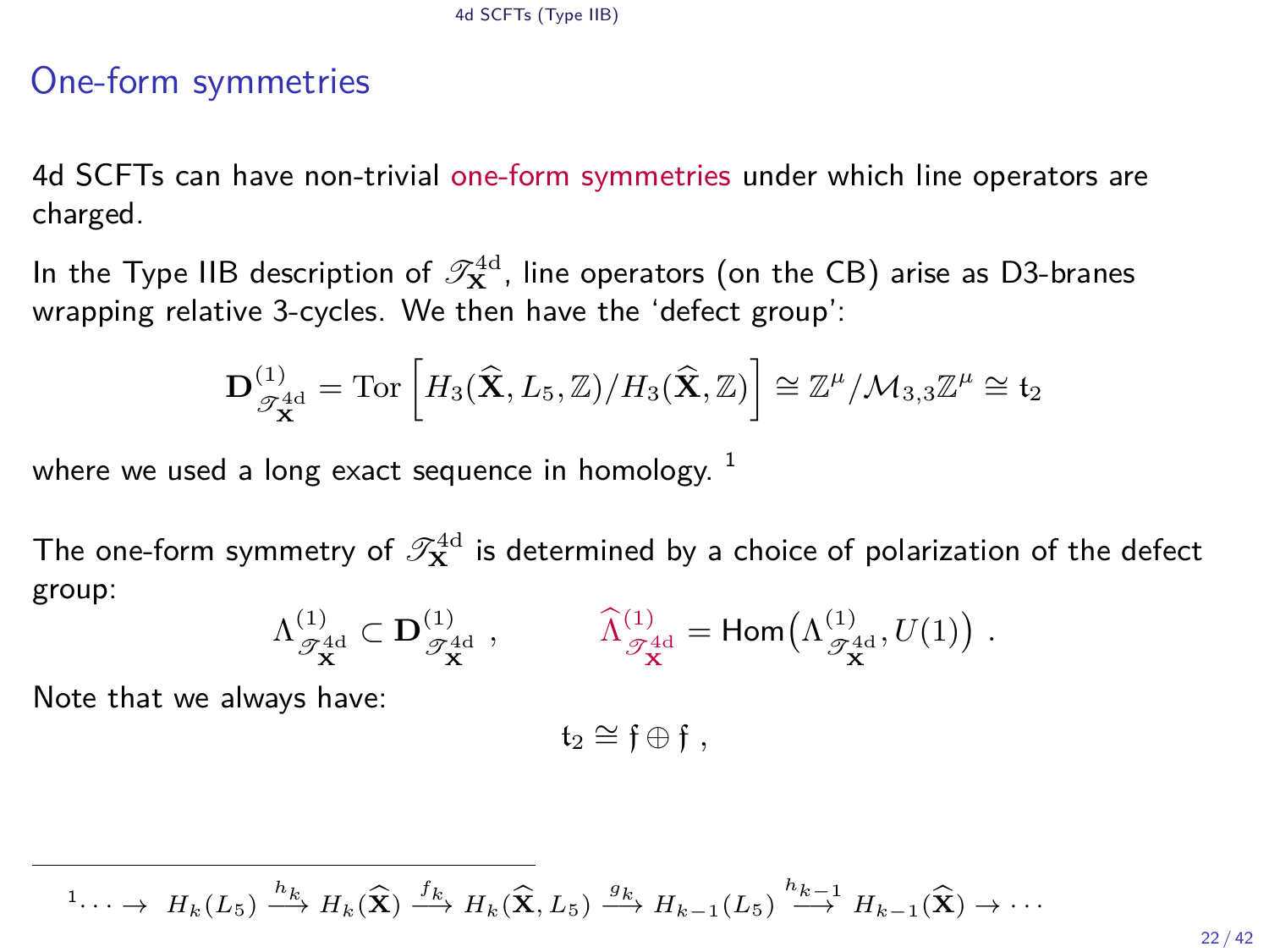## One-form symmetries

4d SCFTs can have non-trivial one-form symmetries under which line operators are charged.

In the Type IIB description of $\mathscr{T}_{\mathbf{X}}^{4\mathrm{d}}$, line operators (on the CB) arise as D3-branes wrapping relative 3-cycles. We then have the 'defect group':

$$\mathbf{D}^{(1)}_{\mathscr{T}_{\mathbf{X}}^{4\mathrm{d}}} = \mathrm{Tor}\left[H_3(\widehat{\mathbf{X}}, L_5, \mathbb{Z})/H_3(\widehat{\mathbf{X}}, \mathbb{Z})\right] \cong \mathbb{Z}^\mu / \mathcal{M}_{3,3}\mathbb{Z}^\mu \cong \mathfrak{t}_2$$

where we used a long exact sequence in homology. [1]

The one-form symmetry of $\mathscr{T}_{\mathbf{X}}^{4\mathrm{d}}$ is determined by a choice of polarization of the defect group:

$$\Lambda^{(1)}_{\mathscr{T}_{\mathbf{X}}^{4\mathrm{d}}} \subset \mathbf{D}^{(1)}_{\mathscr{T}_{\mathbf{X}}^{4\mathrm{d}}} \;, \qquad \widehat{\Lambda}^{(1)}_{\mathscr{T}_{\mathbf{X}}^{4\mathrm{d}}} = \mathsf{Hom}\big(\Lambda^{(1)}_{\mathscr{T}_{\mathbf{X}}^{4\mathrm{d}}}, U(1)\big) \;.$$

Note that we always have:

$$\mathfrak{t}_2 \cong \mathfrak{f} \oplus \mathfrak{f} \;,$$

---

[1] $\cdots \to H_k(L_5) \xrightarrow{h_k} H_k(\widehat{\mathbf{X}}) \xrightarrow{f_k} H_k(\widehat{\mathbf{X}}, L_5) \xrightarrow{g_k} H_{k-1}(L_5) \xrightarrow{h_{k-1}} H_{k-1}(\widehat{\mathbf{X}}) \to \cdots$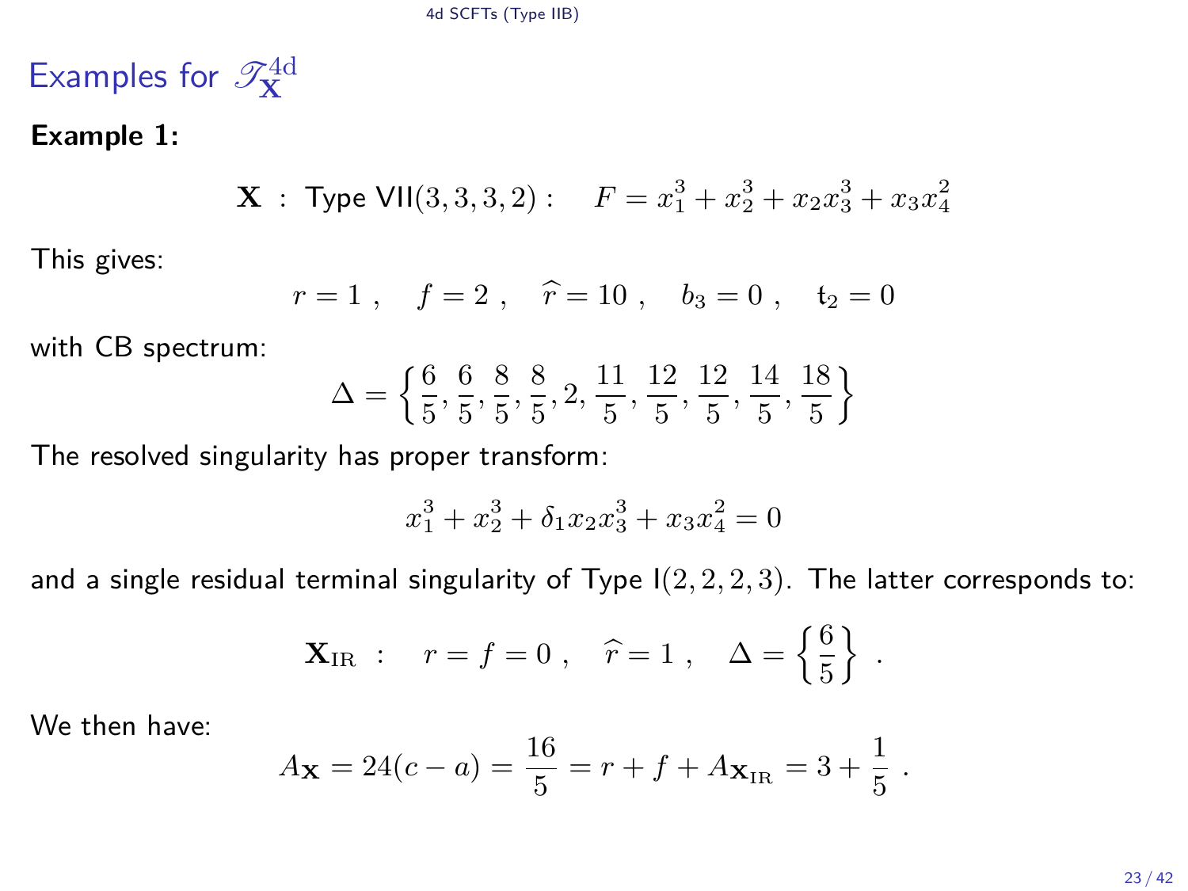# Examples for $\mathscr{T}^{4\text{d}}_{\mathbf{X}}$

**Example 1:**

$$\mathbf{X} \ : \ \text{Type VII}(3,3,3,2): \quad F = x_1^3 + x_2^3 + x_2 x_3^3 + x_3 x_4^2$$

This gives:

$$r = 1 \ , \quad f = 2 \ , \quad \widehat{r} = 10 \ , \quad b_3 = 0 \ , \quad \mathfrak{t}_2 = 0$$

with CB spectrum:

$$\Delta = \left\{ \frac{6}{5}, \frac{6}{5}, \frac{8}{5}, \frac{8}{5}, 2, \frac{11}{5}, \frac{12}{5}, \frac{12}{5}, \frac{14}{5}, \frac{18}{5} \right\}$$

The resolved singularity has proper transform:

$$x_1^3 + x_2^3 + \delta_1 x_2 x_3^3 + x_3 x_4^2 = 0$$

and a single residual terminal singularity of Type $\text{I}(2,2,2,3)$. The latter corresponds to:

$$\mathbf{X}_{\text{IR}} \ : \quad r = f = 0 \ , \quad \widehat{r} = 1 \ , \quad \Delta = \left\{ \frac{6}{5} \right\} \ .$$

We then have:

$$A_{\mathbf{X}} = 24(c - a) = \frac{16}{5} = r + f + A_{\mathbf{X}_{\text{IR}}} = 3 + \frac{1}{5} \ .$$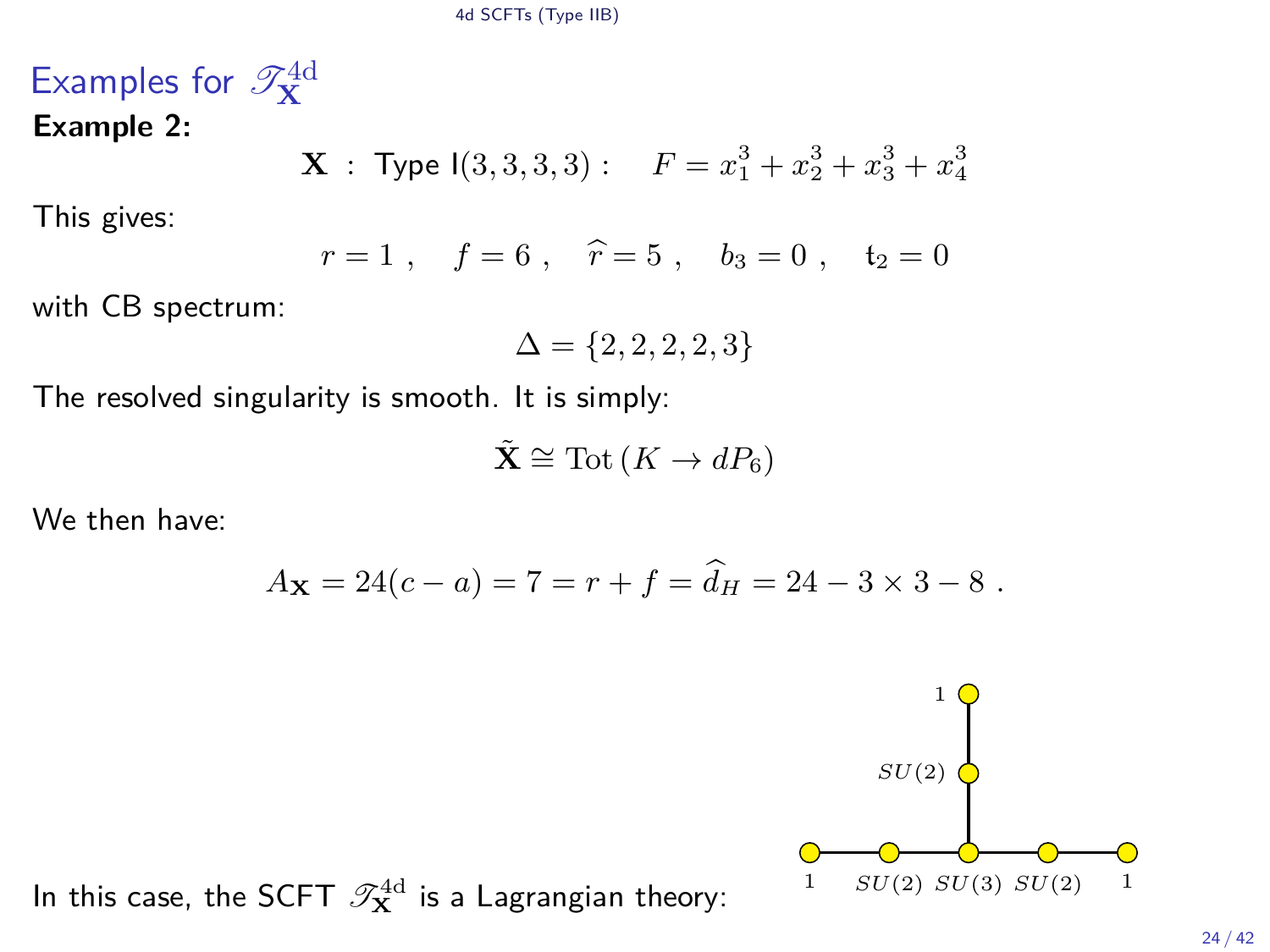## Examples for $\mathscr{T}_{\mathbf{X}}^{\rm 4d}$

**Example 2:**

$$\mathbf{X} \ : \ \text{Type I}(3,3,3,3) : \quad F = x_1^3 + x_2^3 + x_3^3 + x_4^3$$

This gives:

$$r = 1 \ , \quad f = 6 \ , \quad \widehat{r} = 5 \ , \quad b_3 = 0 \ , \quad \mathfrak{t}_2 = 0$$

with CB spectrum:

$$\Delta = \{2, 2, 2, 2, 3\}$$

The resolved singularity is smooth. It is simply:

$$\tilde{\mathbf{X}} \cong \text{Tot}\,(K \to dP_6)$$

We then have:

$$A_{\mathbf{X}} = 24(c-a) = 7 = r + f = \widehat{d}_H = 24 - 3 \times 3 - 8 \ .$$

In this case, the SCFT $\mathscr{T}_{\mathbf{X}}^{\rm 4d}$ is a Lagrangian theory:

1 — $SU(2)$ — $SU(3)$ — $SU(2)$ — 1, with $SU(3)$ also connected to $SU(2)$ — 1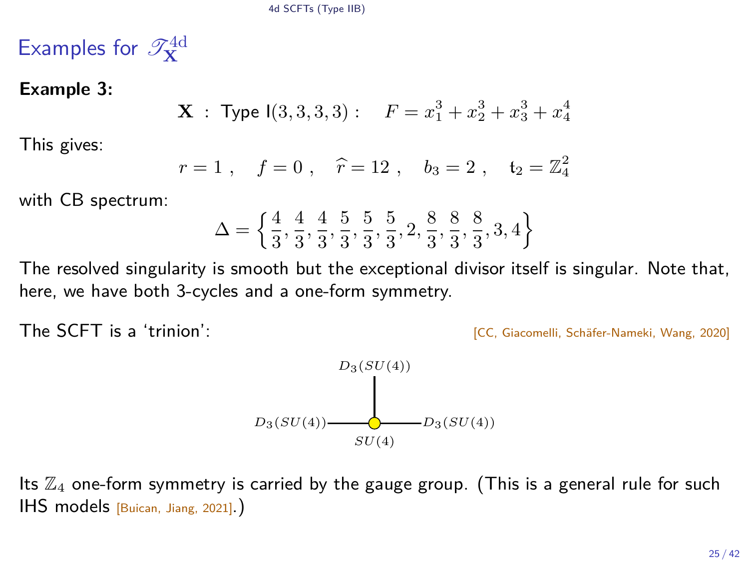# Examples for $\mathscr{T}^{4d}_{\mathbf{X}}$

**Example 3:**

$$\mathbf{X} \; : \; \text{Type I}(3,3,3,3) : \quad F = x_1^3 + x_2^3 + x_3^3 + x_4^4$$

This gives:

$$r = 1 \; , \quad f = 0 \; , \quad \widehat{r} = 12 \; , \quad b_3 = 2 \; , \quad \mathfrak{t}_2 = \mathbb{Z}_4^2$$

with CB spectrum:

$$\Delta = \left\{ \frac{4}{3}, \frac{4}{3}, \frac{4}{3}, \frac{5}{3}, \frac{5}{3}, \frac{5}{3}, 2, \frac{8}{3}, \frac{8}{3}, \frac{8}{3}, 3, 4 \right\}$$

The resolved singularity is smooth but the exceptional divisor itself is singular. Note that, here, we have both 3-cycles and a one-form symmetry.

The SCFT is a 'trinion': [CC, Giacomelli, Schäfer-Nameki, Wang, 2020]

$D_3(SU(4))$ — $SU(4)$ — $D_3(SU(4))$, with a third $D_3(SU(4))$ attached to $SU(4)$

Its $\mathbb{Z}_4$ one-form symmetry is carried by the gauge group. (This is a general rule for such IHS models [Buican, Jiang, 2021].)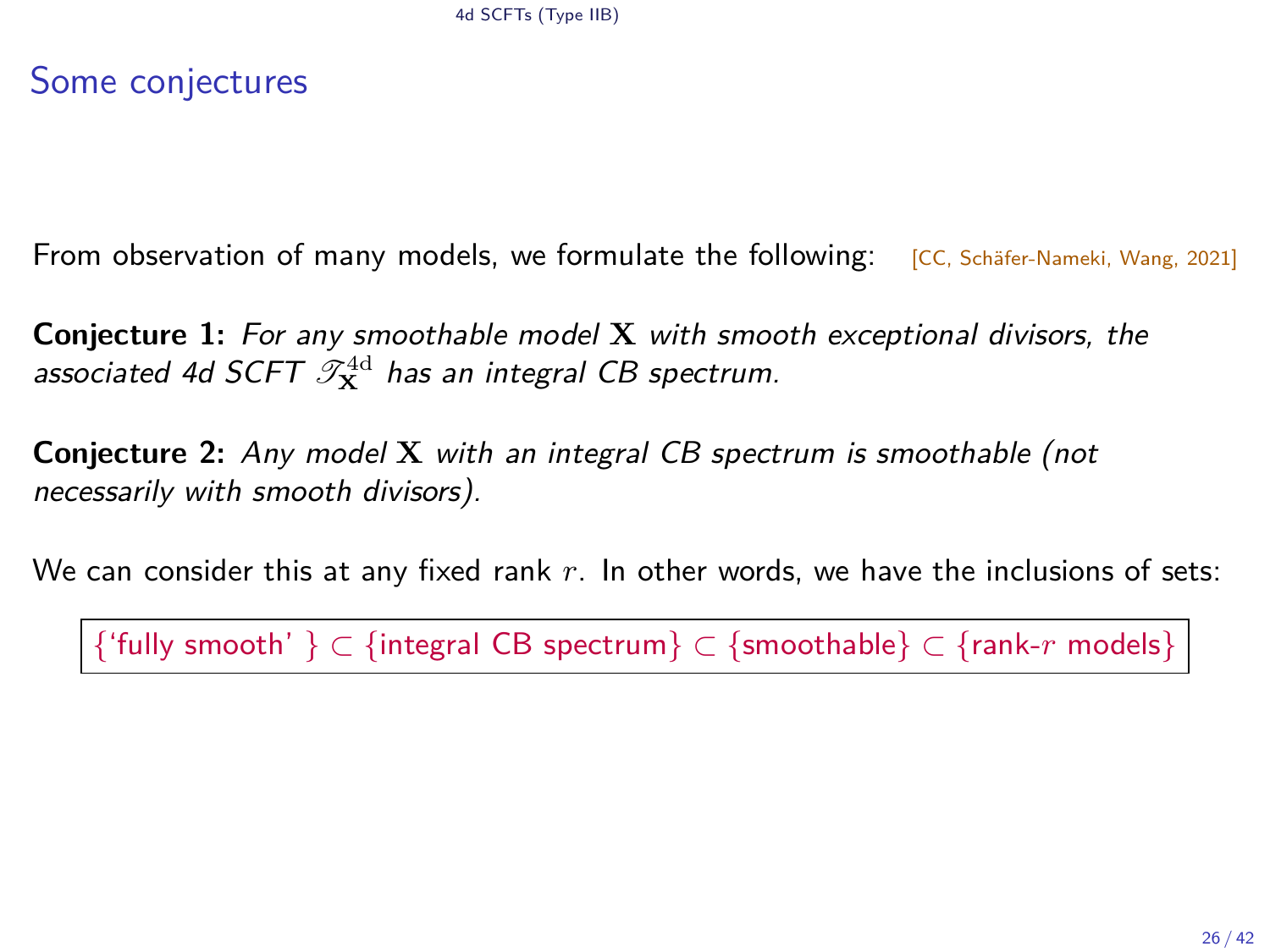# Some conjectures

From observation of many models, we formulate the following: [CC, Schäfer-Nameki, Wang, 2021]

**Conjecture 1:** *For any smoothable model* $\mathbf{X}$ *with smooth exceptional divisors, the associated 4d SCFT* $\mathscr{T}_{\mathbf{X}}^{\rm 4d}$ *has an integral CB spectrum.*

**Conjecture 2:** *Any model* $\mathbf{X}$ *with an integral CB spectrum is smoothable (not necessarily with smooth divisors).*

We can consider this at any fixed rank $r$. In other words, we have the inclusions of sets:

$$\{\text{'fully smooth'}\} \subset \{\text{integral CB spectrum}\} \subset \{\text{smoothable}\} \subset \{\text{rank-}r\text{ models}\}$$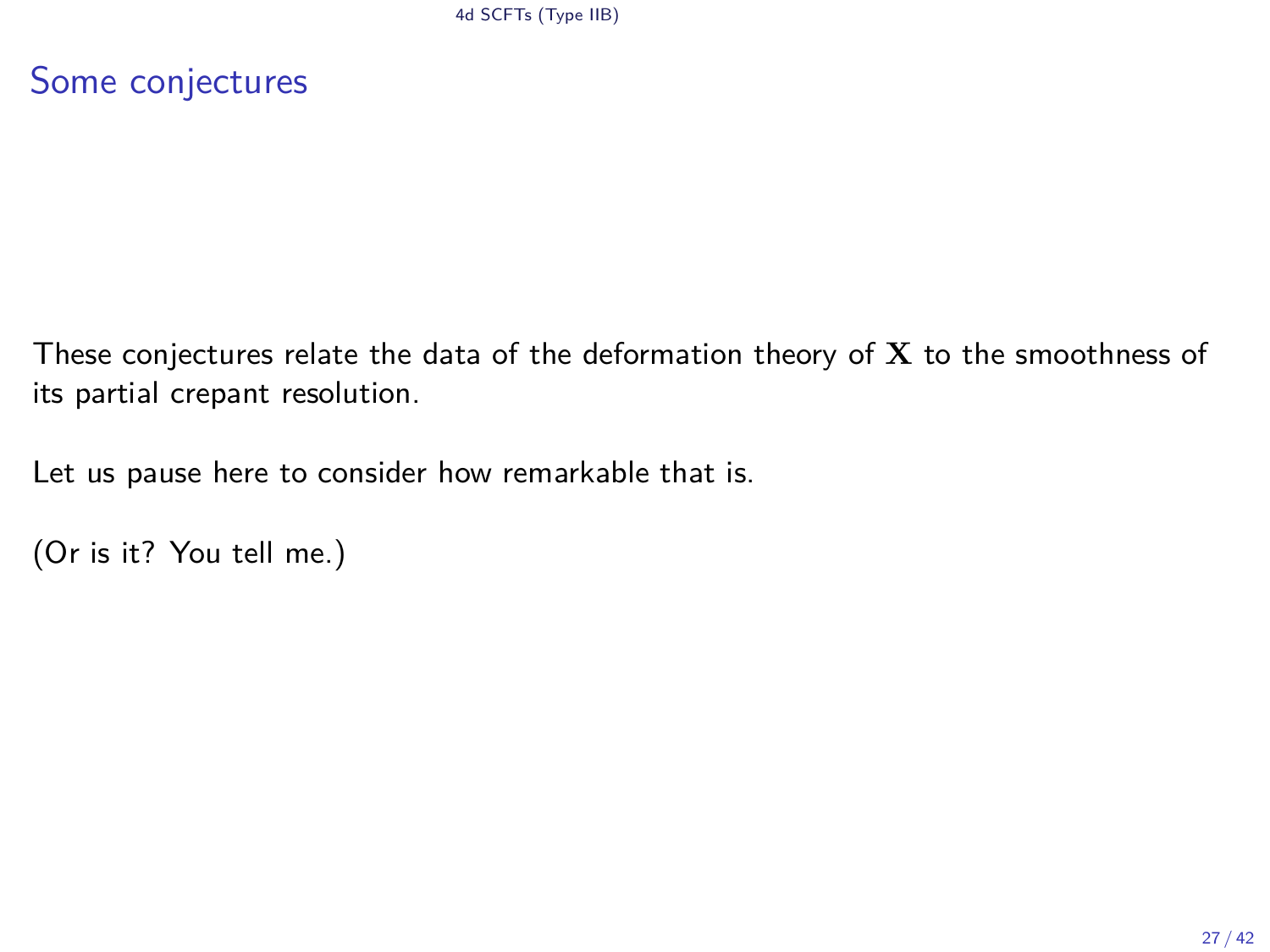# Some conjectures

These conjectures relate the data of the deformation theory of $\mathbf{X}$ to the smoothness of its partial crepant resolution.

Let us pause here to consider how remarkable that is.

(Or is it? You tell me.)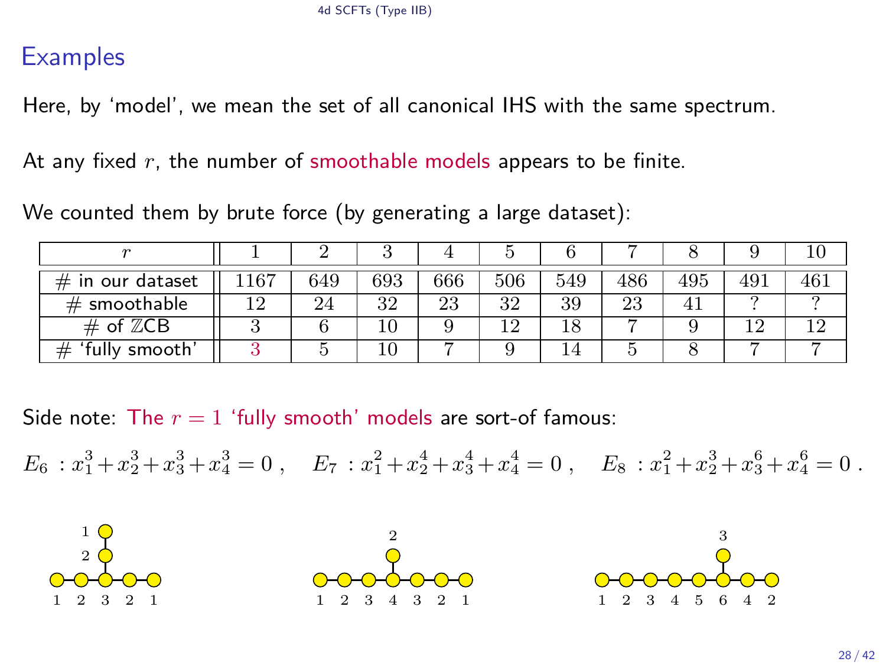## Examples

Here, by 'model', we mean the set of all canonical IHS with the same spectrum.

At any fixed $r$, the number of smoothable models appears to be finite.

We counted them by brute force (by generating a large dataset):

| $r$ | 1 | 2 | 3 | 4 | 5 | 6 | 7 | 8 | 9 | 10 |
|---|---|---|---|---|---|---|---|---|---|---|
| # in our dataset | 1167 | 649 | 693 | 666 | 506 | 549 | 486 | 495 | 491 | 461 |
| # smoothable | 12 | 24 | 32 | 23 | 32 | 39 | 23 | 41 | ? | ? |
| # of $\mathbb{Z}$CB | 3 | 6 | 10 | 9 | 12 | 18 | 7 | 9 | 12 | 12 |
| # 'fully smooth' | 3 | 5 | 10 | 7 | 9 | 14 | 5 | 8 | 7 | 7 |

Side note: The $r = 1$ 'fully smooth' models are sort-of famous:

$$E_6 \; : x_1^3+x_2^3+x_3^3+x_4^3=0\;, \quad E_7 \; : x_1^2+x_2^4+x_3^4+x_4^4=0\;, \quad E_8 \; : x_1^2+x_2^3+x_3^6+x_4^6=0\;.$$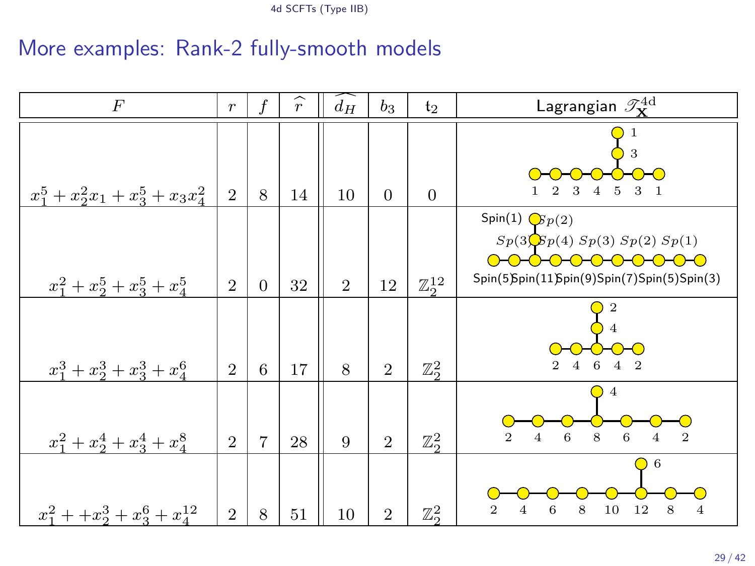## More examples: Rank-2 fully-smooth models

| $F$ | $r$ | $f$ | $\widehat{r}$ | $\widehat{d_H}$ | $b_3$ | $\mathfrak{t}_2$ | Lagrangian $\mathscr{T}^{4\text{d}}_{\mathbf{X}}$ |
|---|---|---|---|---|---|---|---|
| $x_1^5 + x_2^2 x_1 + x_3^5 + x_3 x_4^2$ | 2 | 8 | 14 | 10 | 0 | 0 | Quiver: chain 1 – 2 – 3 – 4 – 5 – 3 – 1; branch from 5: 3 – 1 |
| $x_1^2 + x_2^5 + x_3^5 + x_4^5$ | 2 | 0 | 32 | 2 | 12 | $\mathbb{Z}_2^{12}$ | Quiver: chain Spin(5) – $Sp(3)$ – Spin(11) – $Sp(4)$ – Spin(9) – $Sp(3)$ – Spin(7) – $Sp(2)$ – Spin(5) – $Sp(1)$ – Spin(3); branch from Spin(11): $Sp(2)$ – Spin(1) |
| $x_1^3 + x_2^3 + x_3^3 + x_4^6$ | 2 | 6 | 17 | 8 | 2 | $\mathbb{Z}_2^2$ | Quiver: chain 2 – 4 – 6 – 4 – 2; branch from 6: 4 – 2 |
| $x_1^2 + x_2^4 + x_3^4 + x_4^8$ | 2 | 7 | 28 | 9 | 2 | $\mathbb{Z}_2^2$ | Quiver: chain 2 – 4 – 6 – 8 – 6 – 4 – 2; branch from 8: 4 |
| $x_1^2 + +x_2^3 + x_3^6 + x_4^{12}$ | 2 | 8 | 51 | 10 | 2 | $\mathbb{Z}_2^2$ | Quiver: chain 2 – 4 – 6 – 8 – 10 – 12 – 8 – 4; branch from 12: 6 |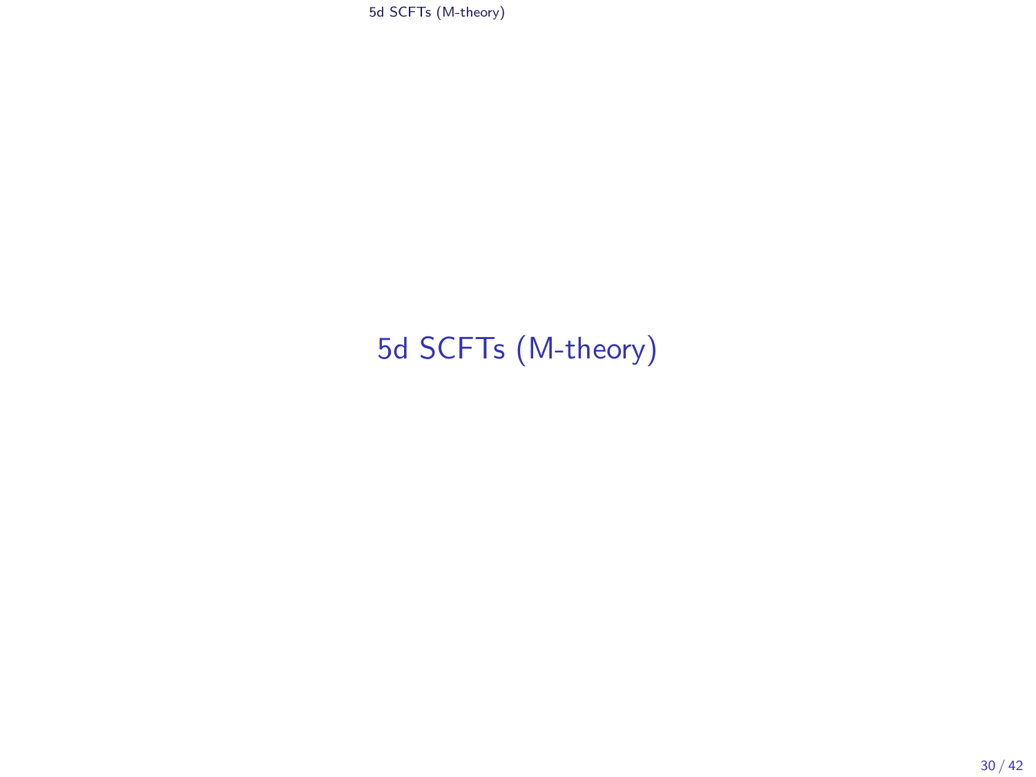# 5d SCFTs (M-theory)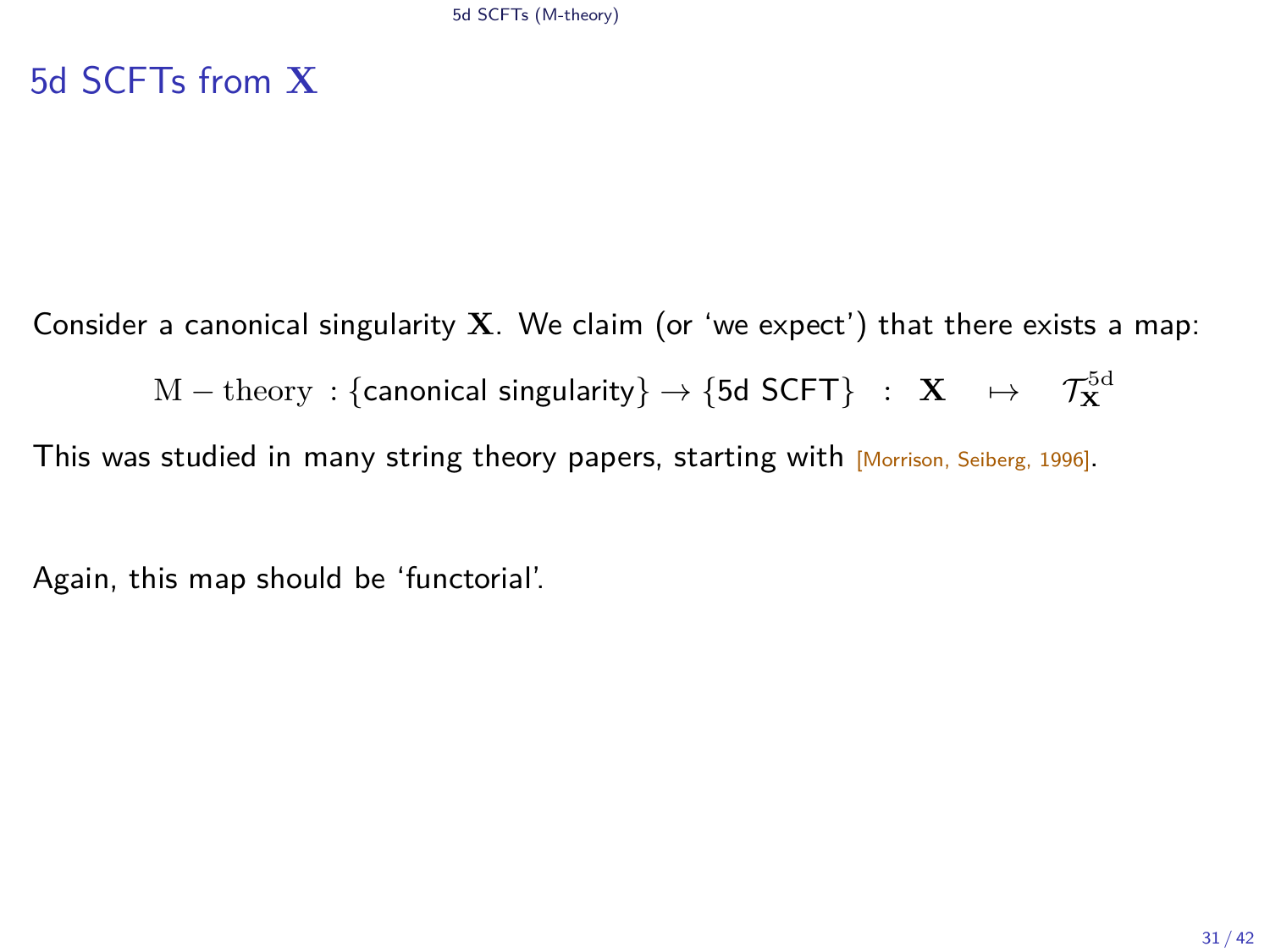# 5d SCFTs from $\mathbf{X}$

Consider a canonical singularity $\mathbf{X}$. We claim (or 'we expect') that there exists a map:

$$\mathrm{M-theory}\ : \{\text{canonical singularity}\} \to \{\text{5d SCFT}\} \quad : \quad \mathbf{X} \quad \mapsto \quad \mathcal{T}_{\mathbf{X}}^{\mathrm{5d}}$$

This was studied in many string theory papers, starting with [Morrison, Seiberg, 1996].

Again, this map should be 'functorial'.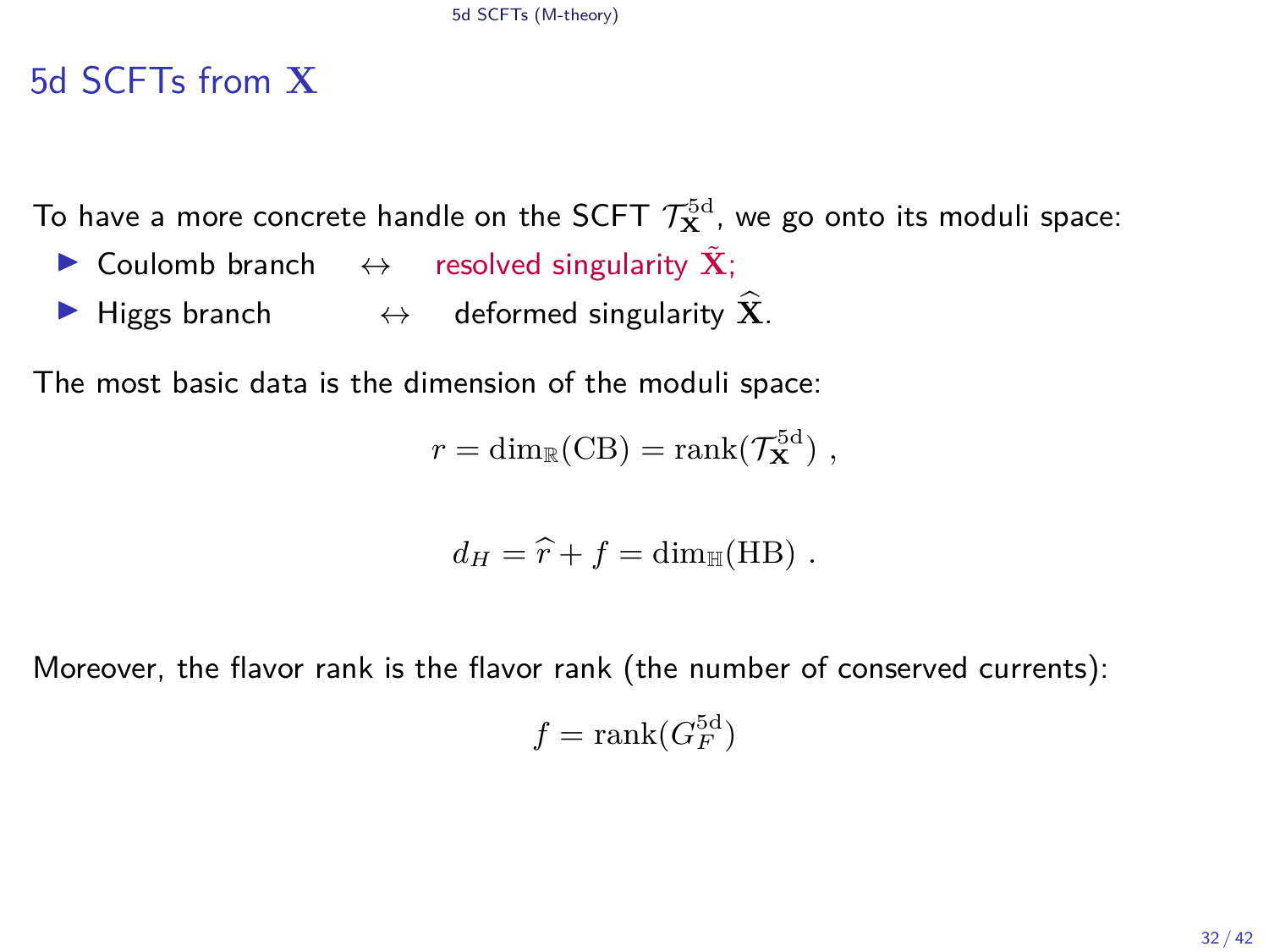# 5d SCFTs from $\mathbf{X}$

To have a more concrete handle on the SCFT $\mathcal{T}_{\mathbf{X}}^{5\mathrm{d}}$, we go onto its moduli space:

- Coulomb branch $\leftrightarrow$ resolved singularity $\tilde{\mathbf{X}}$;
- Higgs branch $\leftrightarrow$ deformed singularity $\widehat{\mathbf{X}}$.

The most basic data is the dimension of the moduli space:

$$r = \dim_{\mathbb{R}}(\mathrm{CB}) = \mathrm{rank}(\mathcal{T}_{\mathbf{X}}^{5\mathrm{d}}) \ ,$$

$$d_H = \widehat{r} + f = \dim_{\mathbb{H}}(\mathrm{HB}) \ .$$

Moreover, the flavor rank is the flavor rank (the number of conserved currents):

$$f = \mathrm{rank}(G_F^{5\mathrm{d}})$$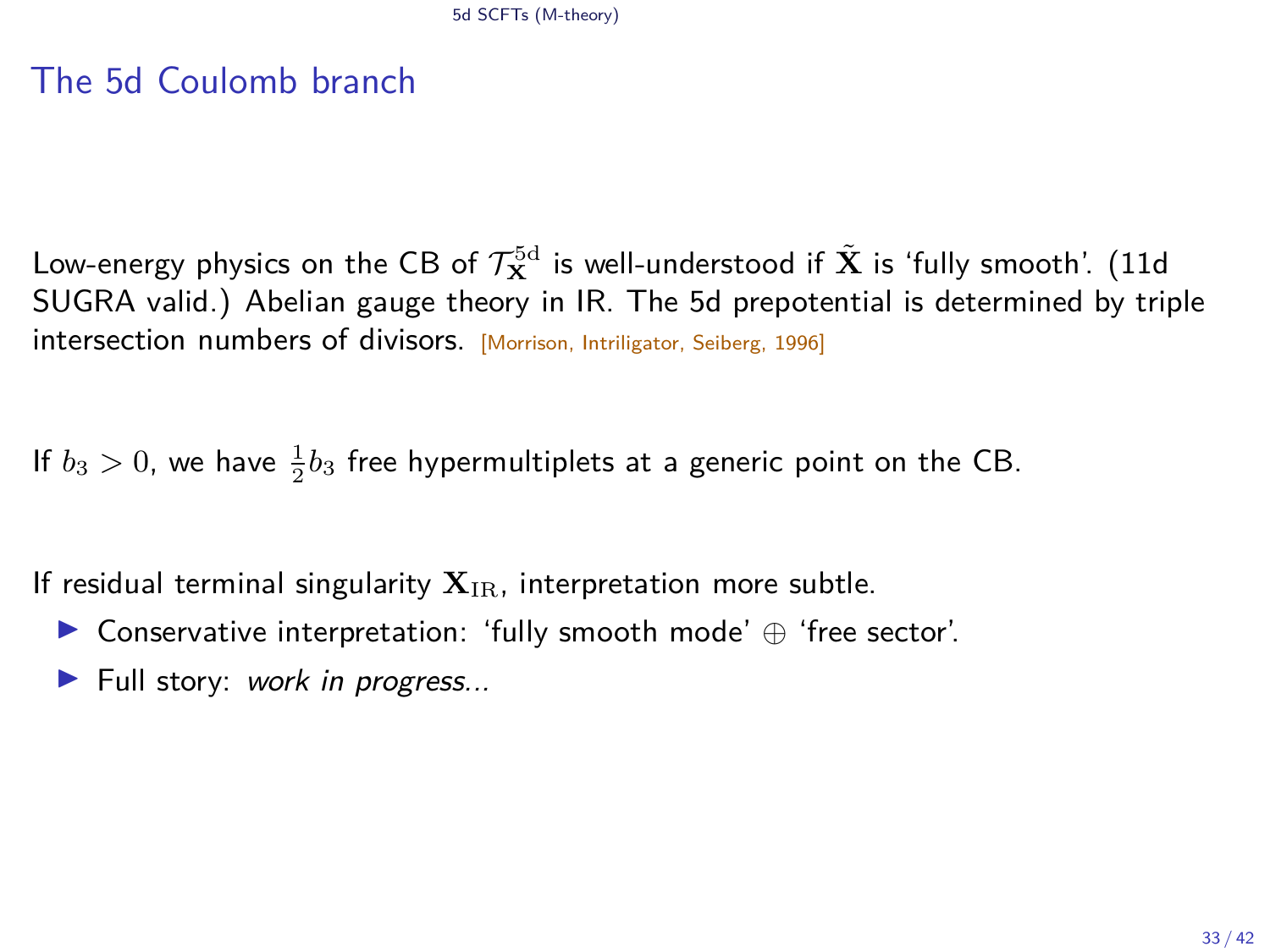## The 5d Coulomb branch

Low-energy physics on the CB of $\mathcal{T}_{\mathbf{X}}^{\rm 5d}$ is well-understood if $\tilde{\mathbf{X}}$ is 'fully smooth'. (11d SUGRA valid.) Abelian gauge theory in IR. The 5d prepotential is determined by triple intersection numbers of divisors. [Morrison, Intriligator, Seiberg, 1996]

If $b_3 > 0$, we have $\frac{1}{2}b_3$ free hypermultiplets at a generic point on the CB.

If residual terminal singularity $\mathbf{X}_{\rm IR}$, interpretation more subtle.

- Conservative interpretation: 'fully smooth mode' $\oplus$ 'free sector'.
- Full story: *work in progress...*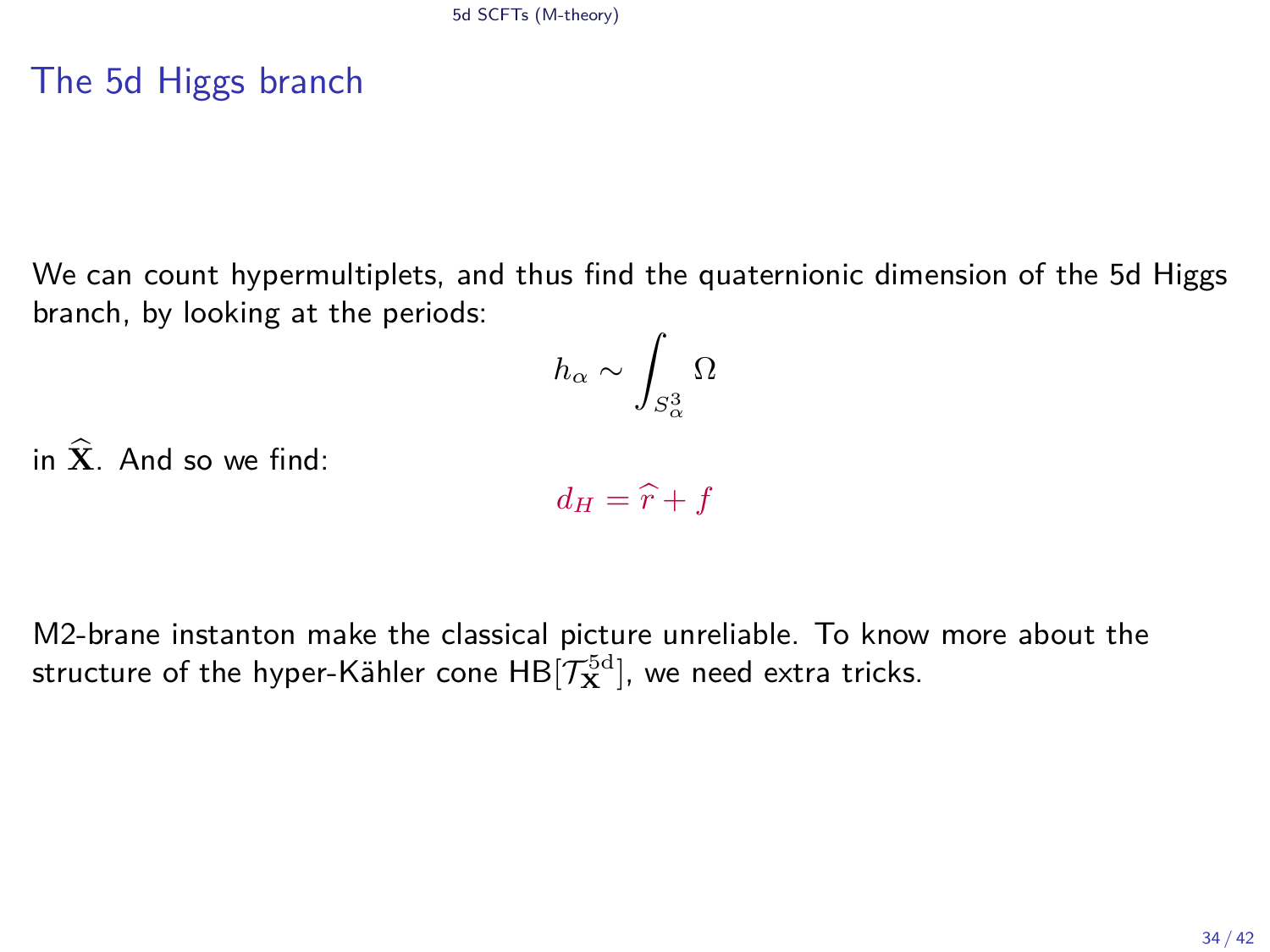## The 5d Higgs branch

We can count hypermultiplets, and thus find the quaternionic dimension of the 5d Higgs branch, by looking at the periods:

$$h_\alpha \sim \int_{S^3_\alpha} \Omega$$

in $\widehat{\mathbf{X}}$. And so we find:

$$d_H = \widehat{r} + f$$

M2-brane instanton make the classical picture unreliable. To know more about the structure of the hyper-Kähler cone $\mathrm{HB}[\mathcal{T}_{\mathbf{X}}^{\mathrm{5d}}]$, we need extra tricks.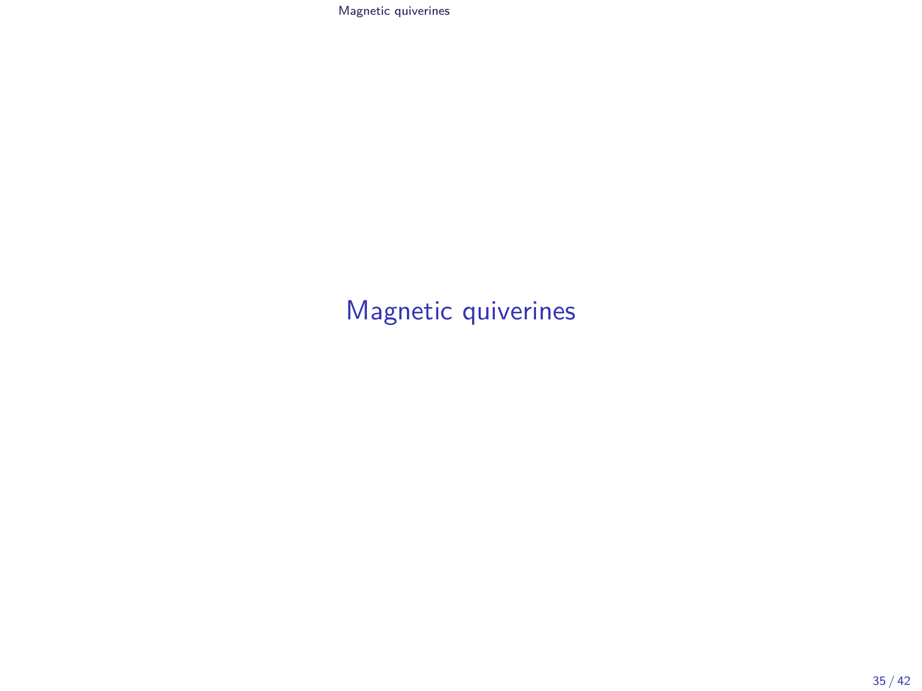# Magnetic quiverines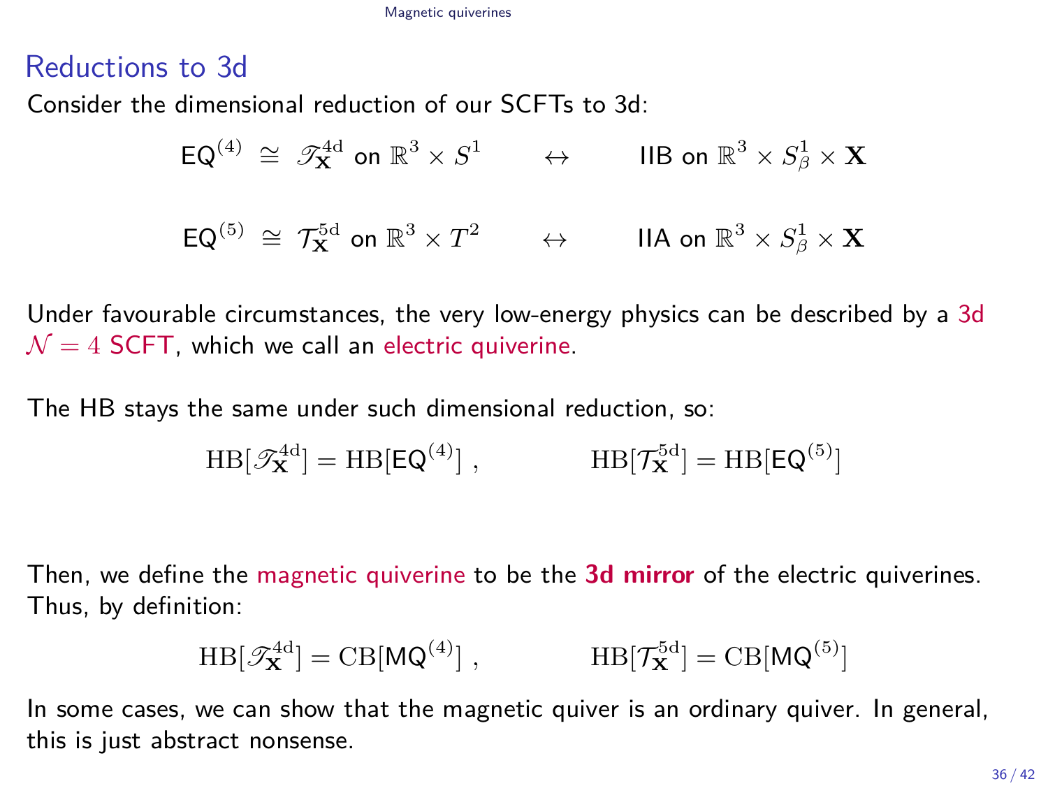## Reductions to 3d

Consider the dimensional reduction of our SCFTs to 3d:

$$\mathsf{EQ}^{(4)} \;\cong\; \mathscr{T}^{4\mathrm{d}}_{\mathbf{X}} \text{ on } \mathbb{R}^3 \times S^1 \qquad \leftrightarrow \qquad \text{IIB on } \mathbb{R}^3 \times S^1_\beta \times \mathbf{X}$$

$$\mathsf{EQ}^{(5)} \;\cong\; \mathcal{T}^{5\mathrm{d}}_{\mathbf{X}} \text{ on } \mathbb{R}^3 \times T^2 \qquad \leftrightarrow \qquad \text{IIA on } \mathbb{R}^3 \times S^1_\beta \times \mathbf{X}$$

Under favourable circumstances, the very low-energy physics can be described by a 3d $\mathcal{N}=4$ SCFT, which we call an electric quiverine.

The HB stays the same under such dimensional reduction, so:

$$\mathrm{HB}[\mathscr{T}^{4\mathrm{d}}_{\mathbf{X}}] = \mathrm{HB}[\mathsf{EQ}^{(4)}]\,, \qquad\qquad \mathrm{HB}[\mathcal{T}^{5\mathrm{d}}_{\mathbf{X}}] = \mathrm{HB}[\mathsf{EQ}^{(5)}]$$

Then, we define the magnetic quiverine to be the **3d mirror** of the electric quiverines. Thus, by definition:

$$\mathrm{HB}[\mathscr{T}^{4\mathrm{d}}_{\mathbf{X}}] = \mathrm{CB}[\mathsf{MQ}^{(4)}]\,, \qquad\qquad \mathrm{HB}[\mathcal{T}^{5\mathrm{d}}_{\mathbf{X}}] = \mathrm{CB}[\mathsf{MQ}^{(5)}]$$

In some cases, we can show that the magnetic quiver is an ordinary quiver. In general, this is just abstract nonsense.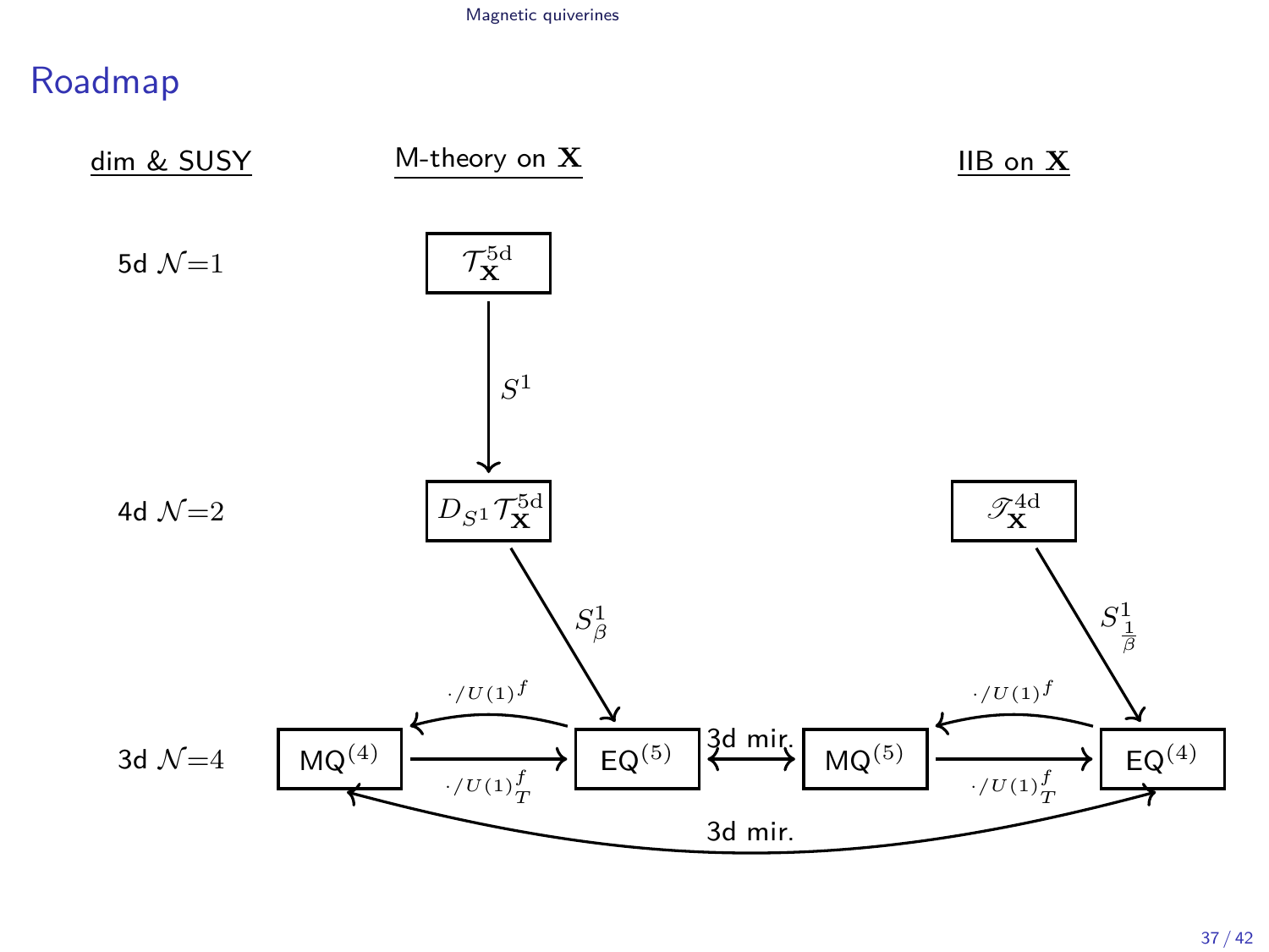# Roadmap

| dim & SUSY | M-theory on $\mathbf{X}$ | | | IIB on $\mathbf{X}$ |
|---|---|---|---|---|
| 5d $\mathcal{N}=1$ | $\mathcal{T}_{\mathbf{X}}^{5\mathrm{d}}$ | | | |
| 4d $\mathcal{N}=2$ | $D_{S^1}\mathcal{T}_{\mathbf{X}}^{5\mathrm{d}}$ | | | $\mathscr{T}_{\mathbf{X}}^{4\mathrm{d}}$ |
| 3d $\mathcal{N}=4$ | MQ$^{(4)}$ | EQ$^{(5)}$ | MQ$^{(5)}$ | EQ$^{(4)}$ |

- $\mathcal{T}_{\mathbf{X}}^{5\mathrm{d}} \xrightarrow{S^1} D_{S^1}\mathcal{T}_{\mathbf{X}}^{5\mathrm{d}}$
- $D_{S^1}\mathcal{T}_{\mathbf{X}}^{5\mathrm{d}} \xrightarrow{S^1_\beta}$ EQ$^{(5)}$
- $\mathscr{T}_{\mathbf{X}}^{4\mathrm{d}} \xrightarrow{S^1_{\frac{1}{\beta}}}$ EQ$^{(4)}$
- EQ$^{(5)} \xrightarrow{\cdot/U(1)^f}$ MQ$^{(4)}$
- MQ$^{(4)} \xrightarrow{\cdot/U(1)^f_T}$ EQ$^{(5)}$
- EQ$^{(4)} \xrightarrow{\cdot/U(1)^f}$ MQ$^{(5)}$
- MQ$^{(5)} \xrightarrow{\cdot/U(1)^f_T}$ EQ$^{(4)}$
- EQ$^{(5)} \longleftrightarrow$ MQ$^{(5)}$: 3d mir.
- MQ$^{(4)} \longleftrightarrow$ EQ$^{(4)}$: 3d mir.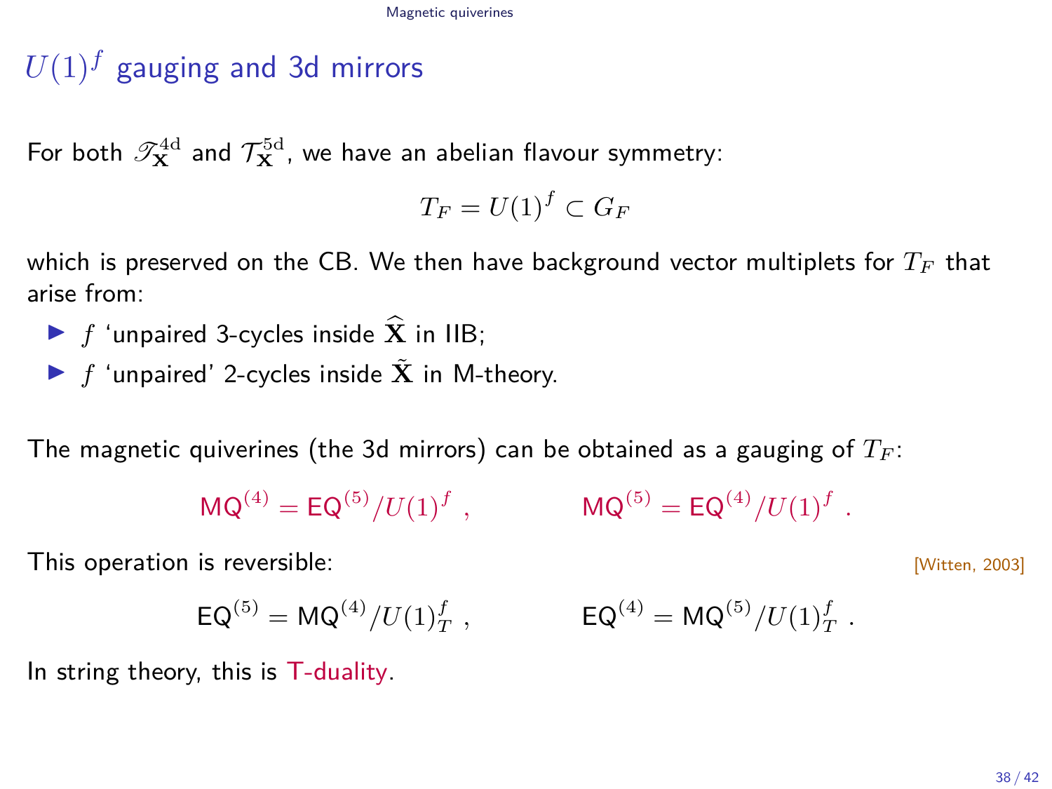# $U(1)^f$ gauging and 3d mirrors

For both $\mathscr{T}^{\rm 4d}_{\mathbf{X}}$ and $\mathcal{T}^{\rm 5d}_{\mathbf{X}}$, we have an abelian flavour symmetry:

$$T_F = U(1)^f \subset G_F$$

which is preserved on the CB. We then have background vector multiplets for $T_F$ that arise from:

- $f$ 'unpaired 3-cycles inside $\widehat{\mathbf{X}}$ in IIB;
- $f$ 'unpaired' 2-cycles inside $\tilde{\mathbf{X}}$ in M-theory.

The magnetic quiverines (the 3d mirrors) can be obtained as a gauging of $T_F$:

$$\mathsf{MQ}^{(4)} = \mathsf{EQ}^{(5)}/U(1)^f \ , \qquad \mathsf{MQ}^{(5)} = \mathsf{EQ}^{(4)}/U(1)^f \ .$$

This operation is reversible: [Witten, 2003]

$$\mathsf{EQ}^{(5)} = \mathsf{MQ}^{(4)}/U(1)^f_T \ , \qquad \mathsf{EQ}^{(4)} = \mathsf{MQ}^{(5)}/U(1)^f_T \ .$$

In string theory, this is T-duality.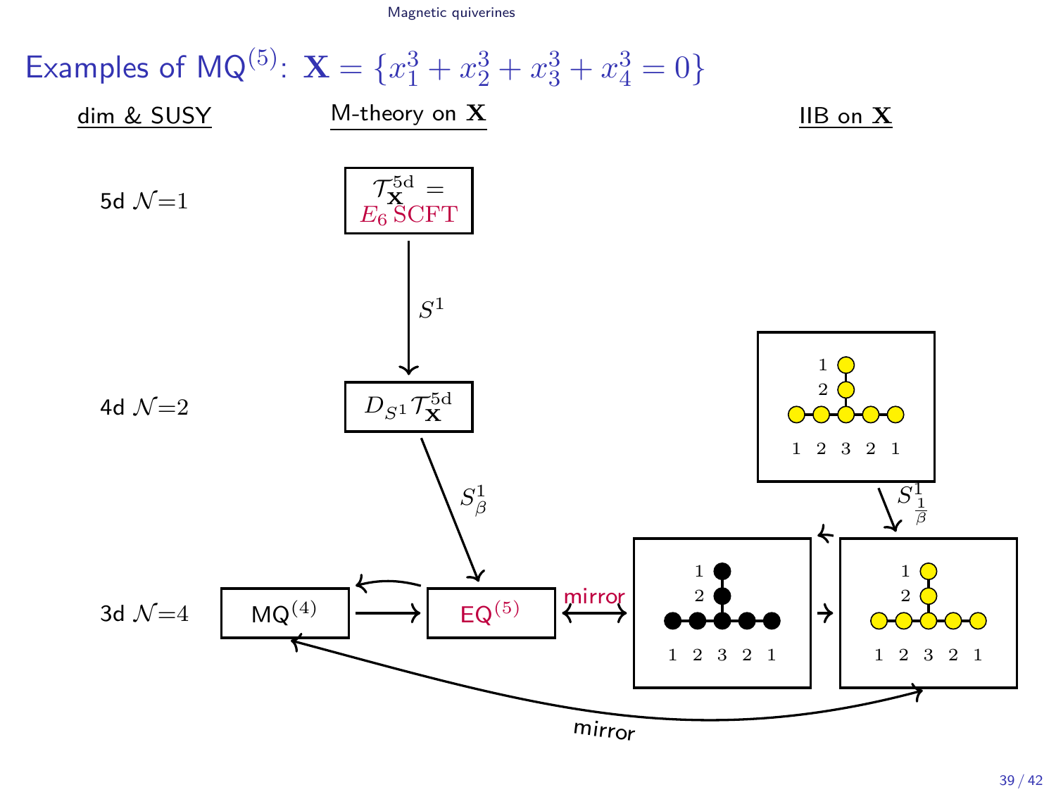# Examples of MQ$^{(5)}$: $\mathbf{X} = \{x_1^3 + x_2^3 + x_3^3 + x_4^3 = 0\}$

| dim & SUSY | M-theory on $\mathbf{X}$ | | IIB on $\mathbf{X}$ |
|---|---|---|---|
| 5d $\mathcal{N}{=}1$ | $\mathcal{T}_{\mathbf{X}}^{5\text{d}} = E_6\,\text{SCFT}$ | | |
| 4d $\mathcal{N}{=}2$ | $D_{S^1}\mathcal{T}_{\mathbf{X}}^{5\text{d}}$ | | quiver with nodes 1, 2 (vertical) and 1 2 3 2 1 (horizontal) |
| 3d $\mathcal{N}{=}4$ | MQ$^{(4)}$ $\rightarrow$ EQ$^{(5)}$ | mirror: quiver with nodes 1, 2 (vertical) and 1 2 3 2 1 (horizontal) | quiver with nodes 1, 2 (vertical) and 1 2 3 2 1 (horizontal) |

Arrows: $\mathcal{T}_{\mathbf{X}}^{5\text{d}} \xrightarrow{S^1} D_{S^1}\mathcal{T}_{\mathbf{X}}^{5\text{d}} \xrightarrow{S^1_\beta}$ EQ$^{(5)}$; IIB 4d quiver $\xrightarrow{S^1_{\frac{1}{\beta}}}$ 3d quiver; MQ$^{(4)}$ $\leftrightarrow$ 3d IIB quiver: mirror.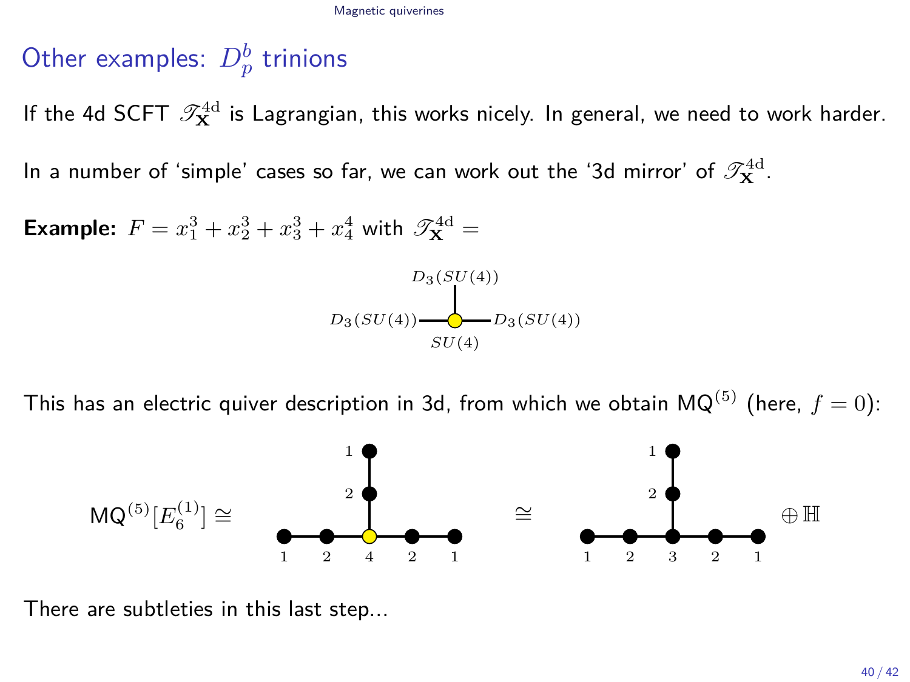## Other examples: $D_p^b$ trinions

If the 4d SCFT $\mathscr{T}_{\mathbf{X}}^{\rm 4d}$ is Lagrangian, this works nicely. In general, we need to work harder.

In a number of 'simple' cases so far, we can work out the '3d mirror' of $\mathscr{T}_{\mathbf{X}}^{\rm 4d}$.

**Example:** $F = x_1^3 + x_2^3 + x_3^3 + x_4^4$ with $\mathscr{T}_{\mathbf{X}}^{\rm 4d} =$

$D_3(SU(4))$

$D_3(SU(4))$ — $SU(4)$ — $D_3(SU(4))$

This has an electric quiver description in 3d, from which we obtain $\mathsf{MQ}^{(5)}$ (here, $f = 0$):

$\mathsf{MQ}^{(5)}[E_6^{(1)}] \cong$ [quiver: 1 – 2 – 4 – 2 – 1, with 2 – 1 attached to 4] $\cong$ [quiver: 1 – 2 – 3 – 2 – 1, with 2 – 1 attached to 3] $\oplus \mathbb{H}$

There are subtleties in this last step...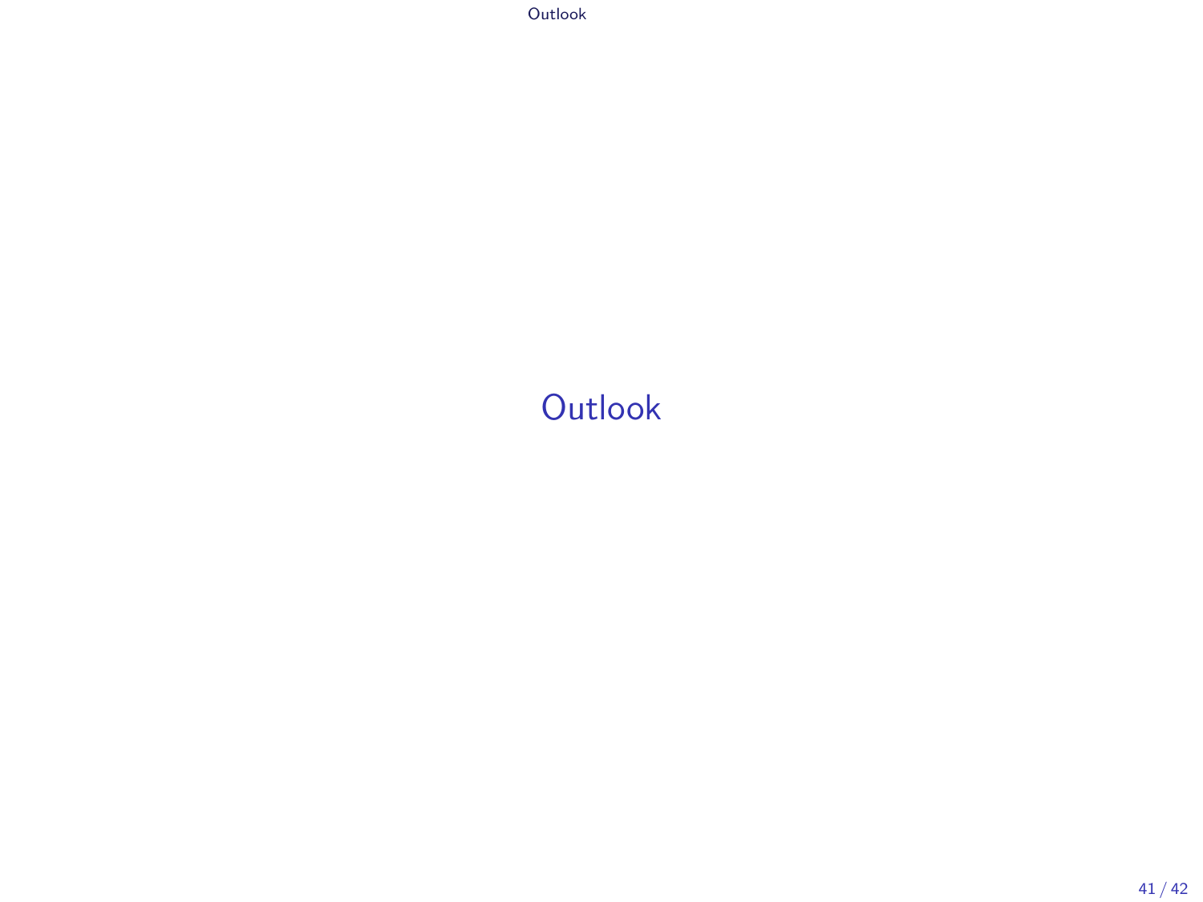# Outlook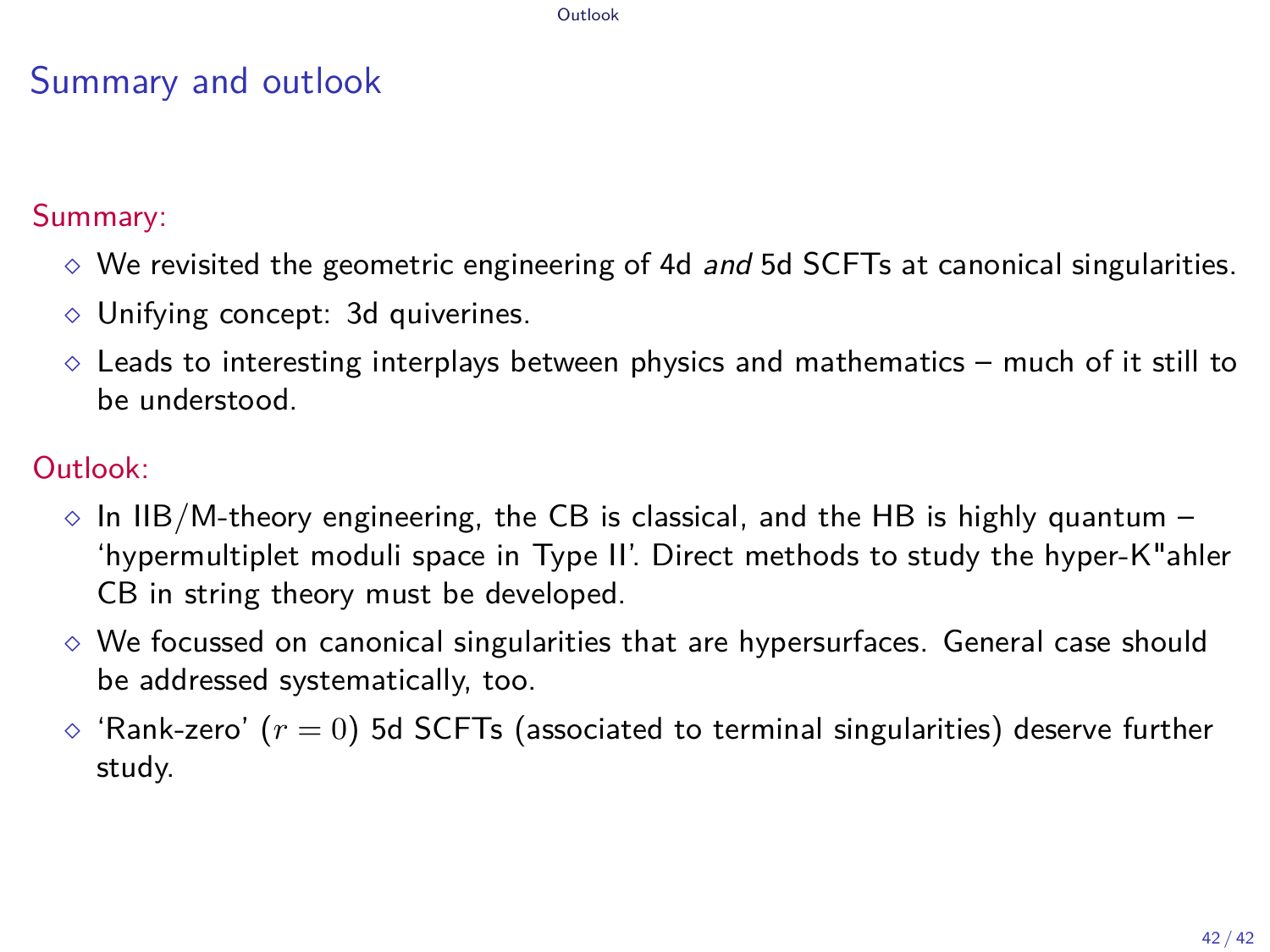## Summary and outlook

Summary:

- We revisited the geometric engineering of 4d *and* 5d SCFTs at canonical singularities.
- Unifying concept: 3d quiverines.
- Leads to interesting interplays between physics and mathematics – much of it still to be understood.

Outlook:

- In IIB/M-theory engineering, the CB is classical, and the HB is highly quantum – 'hypermultiplet moduli space in Type II'. Direct methods to study the hyper-K"ahler CB in string theory must be developed.
- We focussed on canonical singularities that are hypersurfaces. General case should be addressed systematically, too.
- 'Rank-zero' ($r = 0$) 5d SCFTs (associated to terminal singularities) deserve further study.